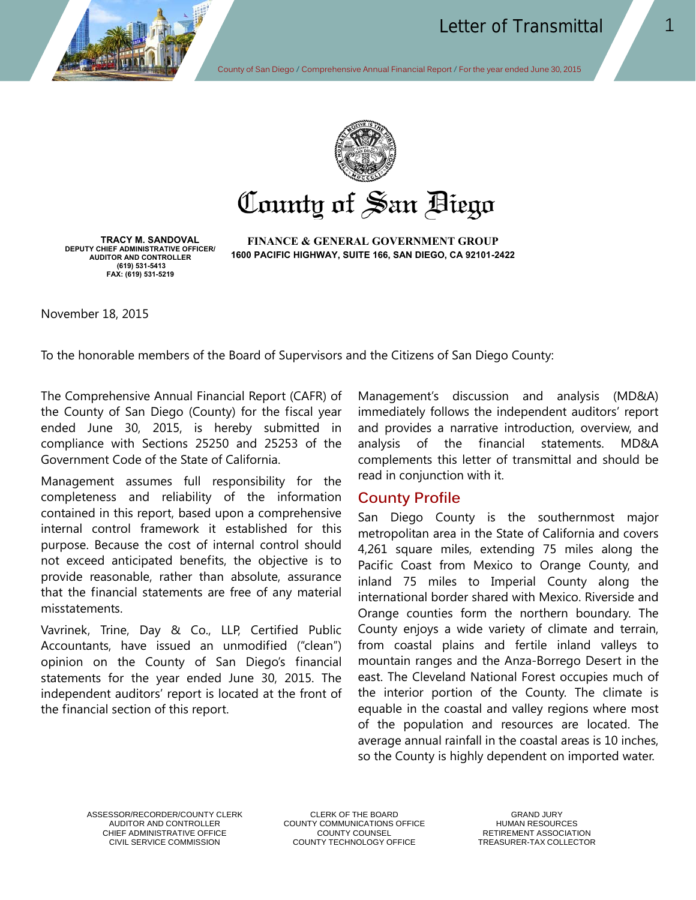# County of San Diego

**TRACY M. SANDOVAL**
DEPUTY CHIEF ADMINISTRATIVE OFFICER/
AUDITOR AND CONTROLLER
(619) 531-5413
FAX: (619) 531-5219

**FINANCE & GENERAL GOVERNMENT GROUP**
**1600 PACIFIC HIGHWAY, SUITE 166, SAN DIEGO, CA 92101-2422**

November 18, 2015

To the honorable members of the Board of Supervisors and the Citizens of San Diego County:

The Comprehensive Annual Financial Report (CAFR) of the County of San Diego (County) for the fiscal year ended June 30, 2015, is hereby submitted in compliance with Sections 25250 and 25253 of the Government Code of the State of California.

Management assumes full responsibility for the completeness and reliability of the information contained in this report, based upon a comprehensive internal control framework it established for this purpose. Because the cost of internal control should not exceed anticipated benefits, the objective is to provide reasonable, rather than absolute, assurance that the financial statements are free of any material misstatements.

Vavrinek, Trine, Day & Co., LLP, Certified Public Accountants, have issued an unmodified ("clean") opinion on the County of San Diego's financial statements for the year ended June 30, 2015. The independent auditors' report is located at the front of the financial section of this report.

Management's discussion and analysis (MD&A) immediately follows the independent auditors' report and provides a narrative introduction, overview, and analysis of the financial statements. MD&A complements this letter of transmittal and should be read in conjunction with it.

## County Profile

San Diego County is the southernmost major metropolitan area in the State of California and covers 4,261 square miles, extending 75 miles along the Pacific Coast from Mexico to Orange County, and inland 75 miles to Imperial County along the international border shared with Mexico. Riverside and Orange counties form the northern boundary. The County enjoys a wide variety of climate and terrain, from coastal plains and fertile inland valleys to mountain ranges and the Anza-Borrego Desert in the east. The Cleveland National Forest occupies much of the interior portion of the County. The climate is equable in the coastal and valley regions where most of the population and resources are located. The average annual rainfall in the coastal areas is 10 inches, so the County is highly dependent on imported water.

ASSESSOR/RECORDER/COUNTY CLERK
AUDITOR AND CONTROLLER
CHIEF ADMINISTRATIVE OFFICE
CIVIL SERVICE COMMISSION

CLERK OF THE BOARD
COUNTY COMMUNICATIONS OFFICE
COUNTY COUNSEL
COUNTY TECHNOLOGY OFFICE

GRAND JURY
HUMAN RESOURCES
RETIREMENT ASSOCIATION
TREASURER-TAX COLLECTOR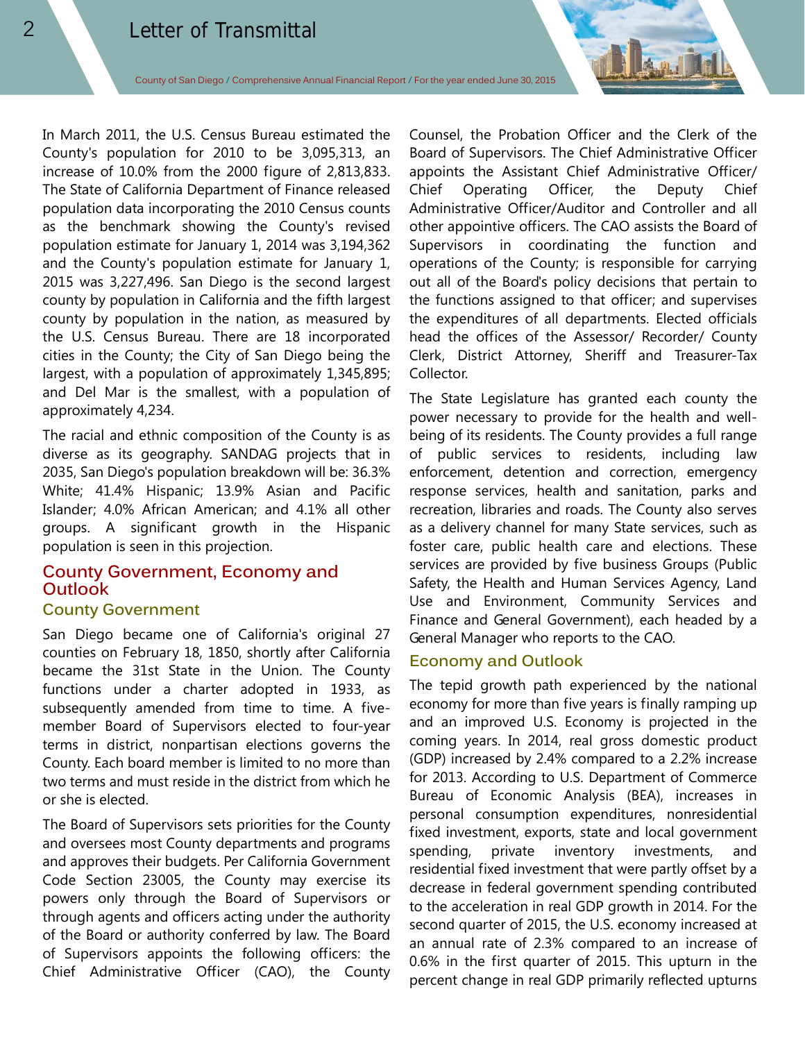In March 2011, the U.S. Census Bureau estimated the County's population for 2010 to be 3,095,313, an increase of 10.0% from the 2000 figure of 2,813,833. The State of California Department of Finance released population data incorporating the 2010 Census counts as the benchmark showing the County's revised population estimate for January 1, 2014 was 3,194,362 and the County's population estimate for January 1, 2015 was 3,227,496. San Diego is the second largest county by population in California and the fifth largest county by population in the nation, as measured by the U.S. Census Bureau. There are 18 incorporated cities in the County; the City of San Diego being the largest, with a population of approximately 1,345,895; and Del Mar is the smallest, with a population of approximately 4,234.

The racial and ethnic composition of the County is as diverse as its geography. SANDAG projects that in 2035, San Diego's population breakdown will be: 36.3% White; 41.4% Hispanic; 13.9% Asian and Pacific Islander; 4.0% African American; and 4.1% all other groups. A significant growth in the Hispanic population is seen in this projection.

## County Government, Economy and Outlook

### County Government

San Diego became one of California's original 27 counties on February 18, 1850, shortly after California became the 31st State in the Union. The County functions under a charter adopted in 1933, as subsequently amended from time to time. A five-member Board of Supervisors elected to four-year terms in district, nonpartisan elections governs the County. Each board member is limited to no more than two terms and must reside in the district from which he or she is elected.

The Board of Supervisors sets priorities for the County and oversees most County departments and programs and approves their budgets. Per California Government Code Section 23005, the County may exercise its powers only through the Board of Supervisors or through agents and officers acting under the authority of the Board or authority conferred by law. The Board of Supervisors appoints the following officers: the Chief Administrative Officer (CAO), the County Counsel, the Probation Officer and the Clerk of the Board of Supervisors. The Chief Administrative Officer appoints the Assistant Chief Administrative Officer/ Chief Operating Officer, the Deputy Chief Administrative Officer/Auditor and Controller and all other appointive officers. The CAO assists the Board of Supervisors in coordinating the function and operations of the County; is responsible for carrying out all of the Board's policy decisions that pertain to the functions assigned to that officer; and supervises the expenditures of all departments. Elected officials head the offices of the Assessor/ Recorder/ County Clerk, District Attorney, Sheriff and Treasurer-Tax Collector.

The State Legislature has granted each county the power necessary to provide for the health and well-being of its residents. The County provides a full range of public services to residents, including law enforcement, detention and correction, emergency response services, health and sanitation, parks and recreation, libraries and roads. The County also serves as a delivery channel for many State services, such as foster care, public health care and elections. These services are provided by five business Groups (Public Safety, the Health and Human Services Agency, Land Use and Environment, Community Services and Finance and General Government), each headed by a General Manager who reports to the CAO.

### Economy and Outlook

The tepid growth path experienced by the national economy for more than five years is finally ramping up and an improved U.S. Economy is projected in the coming years. In 2014, real gross domestic product (GDP) increased by 2.4% compared to a 2.2% increase for 2013. According to U.S. Department of Commerce Bureau of Economic Analysis (BEA), increases in personal consumption expenditures, nonresidential fixed investment, exports, state and local government spending, private inventory investments, and residential fixed investment that were partly offset by a decrease in federal government spending contributed to the acceleration in real GDP growth in 2014. For the second quarter of 2015, the U.S. economy increased at an annual rate of 2.3% compared to an increase of 0.6% in the first quarter of 2015. This upturn in the percent change in real GDP primarily reflected upturns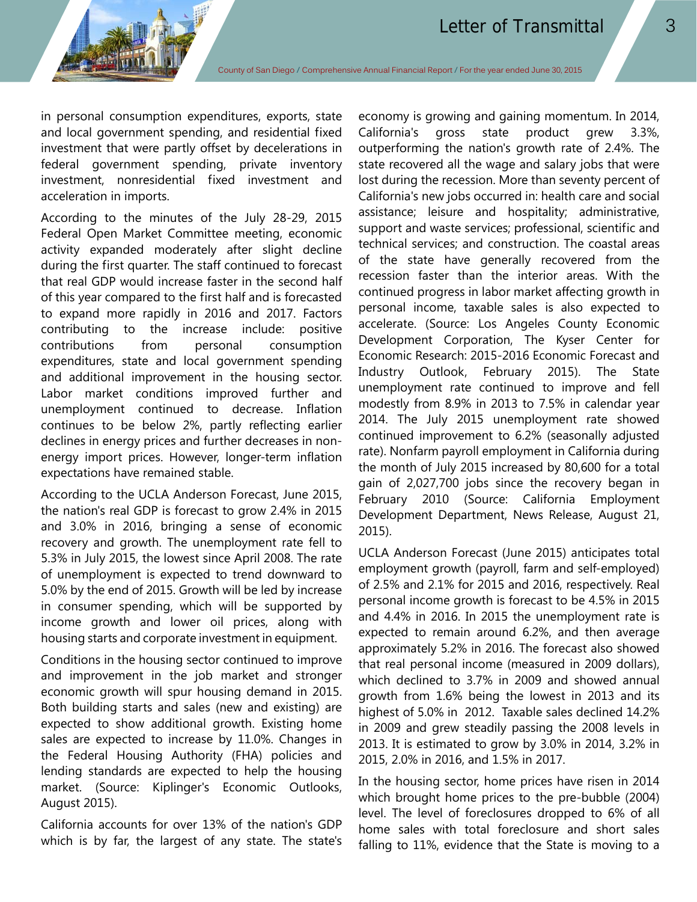in personal consumption expenditures, exports, state and local government spending, and residential fixed investment that were partly offset by decelerations in federal government spending, private inventory investment, nonresidential fixed investment and acceleration in imports.

According to the minutes of the July 28-29, 2015 Federal Open Market Committee meeting, economic activity expanded moderately after slight decline during the first quarter. The staff continued to forecast that real GDP would increase faster in the second half of this year compared to the first half and is forecasted to expand more rapidly in 2016 and 2017. Factors contributing to the increase include: positive contributions from personal consumption expenditures, state and local government spending and additional improvement in the housing sector. Labor market conditions improved further and unemployment continued to decrease. Inflation continues to be below 2%, partly reflecting earlier declines in energy prices and further decreases in non-energy import prices. However, longer-term inflation expectations have remained stable.

According to the UCLA Anderson Forecast, June 2015, the nation's real GDP is forecast to grow 2.4% in 2015 and 3.0% in 2016, bringing a sense of economic recovery and growth. The unemployment rate fell to 5.3% in July 2015, the lowest since April 2008. The rate of unemployment is expected to trend downward to 5.0% by the end of 2015. Growth will be led by increase in consumer spending, which will be supported by income growth and lower oil prices, along with housing starts and corporate investment in equipment.

Conditions in the housing sector continued to improve and improvement in the job market and stronger economic growth will spur housing demand in 2015. Both building starts and sales (new and existing) are expected to show additional growth. Existing home sales are expected to increase by 11.0%. Changes in the Federal Housing Authority (FHA) policies and lending standards are expected to help the housing market. (Source: Kiplinger's Economic Outlooks, August 2015).

California accounts for over 13% of the nation's GDP which is by far, the largest of any state. The state's economy is growing and gaining momentum. In 2014, California's gross state product grew 3.3%, outperforming the nation's growth rate of 2.4%. The state recovered all the wage and salary jobs that were lost during the recession. More than seventy percent of California's new jobs occurred in: health care and social assistance; leisure and hospitality; administrative, support and waste services; professional, scientific and technical services; and construction. The coastal areas of the state have generally recovered from the recession faster than the interior areas. With the continued progress in labor market affecting growth in personal income, taxable sales is also expected to accelerate. (Source: Los Angeles County Economic Development Corporation, The Kyser Center for Economic Research: 2015-2016 Economic Forecast and Industry Outlook, February 2015). The State unemployment rate continued to improve and fell modestly from 8.9% in 2013 to 7.5% in calendar year 2014. The July 2015 unemployment rate showed continued improvement to 6.2% (seasonally adjusted rate). Nonfarm payroll employment in California during the month of July 2015 increased by 80,600 for a total gain of 2,027,700 jobs since the recovery began in February 2010 (Source: California Employment Development Department, News Release, August 21, 2015).

UCLA Anderson Forecast (June 2015) anticipates total employment growth (payroll, farm and self-employed) of 2.5% and 2.1% for 2015 and 2016, respectively. Real personal income growth is forecast to be 4.5% in 2015 and 4.4% in 2016. In 2015 the unemployment rate is expected to remain around 6.2%, and then average approximately 5.2% in 2016. The forecast also showed that real personal income (measured in 2009 dollars), which declined to 3.7% in 2009 and showed annual growth from 1.6% being the lowest in 2013 and its highest of 5.0% in 2012. Taxable sales declined 14.2% in 2009 and grew steadily passing the 2008 levels in 2013. It is estimated to grow by 3.0% in 2014, 3.2% in 2015, 2.0% in 2016, and 1.5% in 2017.

In the housing sector, home prices have risen in 2014 which brought home prices to the pre-bubble (2004) level. The level of foreclosures dropped to 6% of all home sales with total foreclosure and short sales falling to 11%, evidence that the State is moving to a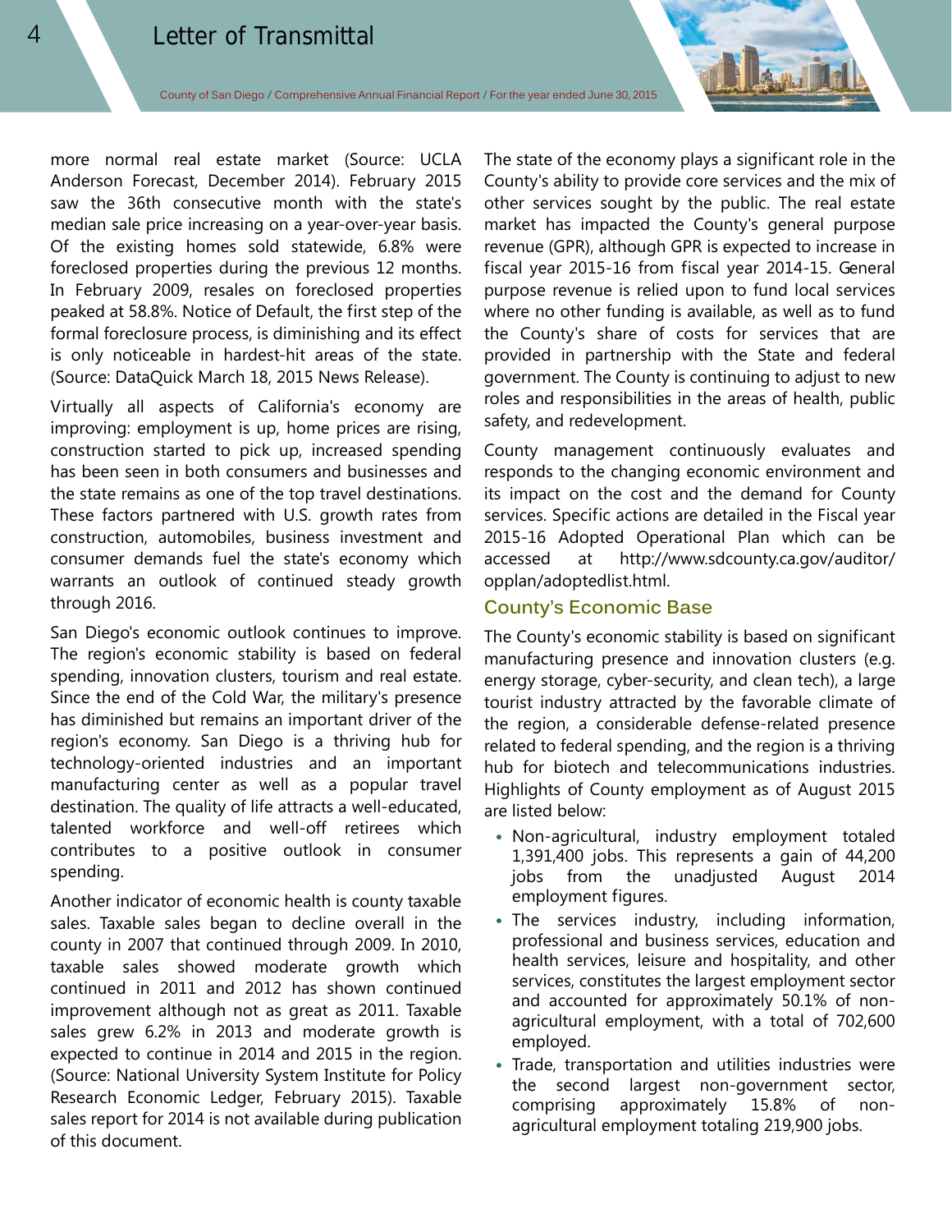more normal real estate market (Source: UCLA Anderson Forecast, December 2014). February 2015 saw the 36th consecutive month with the state's median sale price increasing on a year-over-year basis. Of the existing homes sold statewide, 6.8% were foreclosed properties during the previous 12 months. In February 2009, resales on foreclosed properties peaked at 58.8%. Notice of Default, the first step of the formal foreclosure process, is diminishing and its effect is only noticeable in hardest-hit areas of the state. (Source: DataQuick March 18, 2015 News Release).

Virtually all aspects of California's economy are improving: employment is up, home prices are rising, construction started to pick up, increased spending has been seen in both consumers and businesses and the state remains as one of the top travel destinations. These factors partnered with U.S. growth rates from construction, automobiles, business investment and consumer demands fuel the state's economy which warrants an outlook of continued steady growth through 2016.

San Diego's economic outlook continues to improve. The region's economic stability is based on federal spending, innovation clusters, tourism and real estate. Since the end of the Cold War, the military's presence has diminished but remains an important driver of the region's economy. San Diego is a thriving hub for technology-oriented industries and an important manufacturing center as well as a popular travel destination. The quality of life attracts a well-educated, talented workforce and well-off retirees which contributes to a positive outlook in consumer spending.

Another indicator of economic health is county taxable sales. Taxable sales began to decline overall in the county in 2007 that continued through 2009. In 2010, taxable sales showed moderate growth which continued in 2011 and 2012 has shown continued improvement although not as great as 2011. Taxable sales grew 6.2% in 2013 and moderate growth is expected to continue in 2014 and 2015 in the region. (Source: National University System Institute for Policy Research Economic Ledger, February 2015). Taxable sales report for 2014 is not available during publication of this document.

The state of the economy plays a significant role in the County's ability to provide core services and the mix of other services sought by the public. The real estate market has impacted the County's general purpose revenue (GPR), although GPR is expected to increase in fiscal year 2015-16 from fiscal year 2014-15. General purpose revenue is relied upon to fund local services where no other funding is available, as well as to fund the County's share of costs for services that are provided in partnership with the State and federal government. The County is continuing to adjust to new roles and responsibilities in the areas of health, public safety, and redevelopment.

County management continuously evaluates and responds to the changing economic environment and its impact on the cost and the demand for County services. Specific actions are detailed in the Fiscal year 2015-16 Adopted Operational Plan which can be accessed at http://www.sdcounty.ca.gov/auditor/opplan/adoptedlist.html.

## County's Economic Base

The County's economic stability is based on significant manufacturing presence and innovation clusters (e.g. energy storage, cyber-security, and clean tech), a large tourist industry attracted by the favorable climate of the region, a considerable defense-related presence related to federal spending, and the region is a thriving hub for biotech and telecommunications industries. Highlights of County employment as of August 2015 are listed below:

- Non-agricultural, industry employment totaled 1,391,400 jobs. This represents a gain of 44,200 jobs from the unadjusted August 2014 employment figures.
- The services industry, including information, professional and business services, education and health services, leisure and hospitality, and other services, constitutes the largest employment sector and accounted for approximately 50.1% of non-agricultural employment, with a total of 702,600 employed.
- Trade, transportation and utilities industries were the second largest non-government sector, comprising approximately 15.8% of non-agricultural employment totaling 219,900 jobs.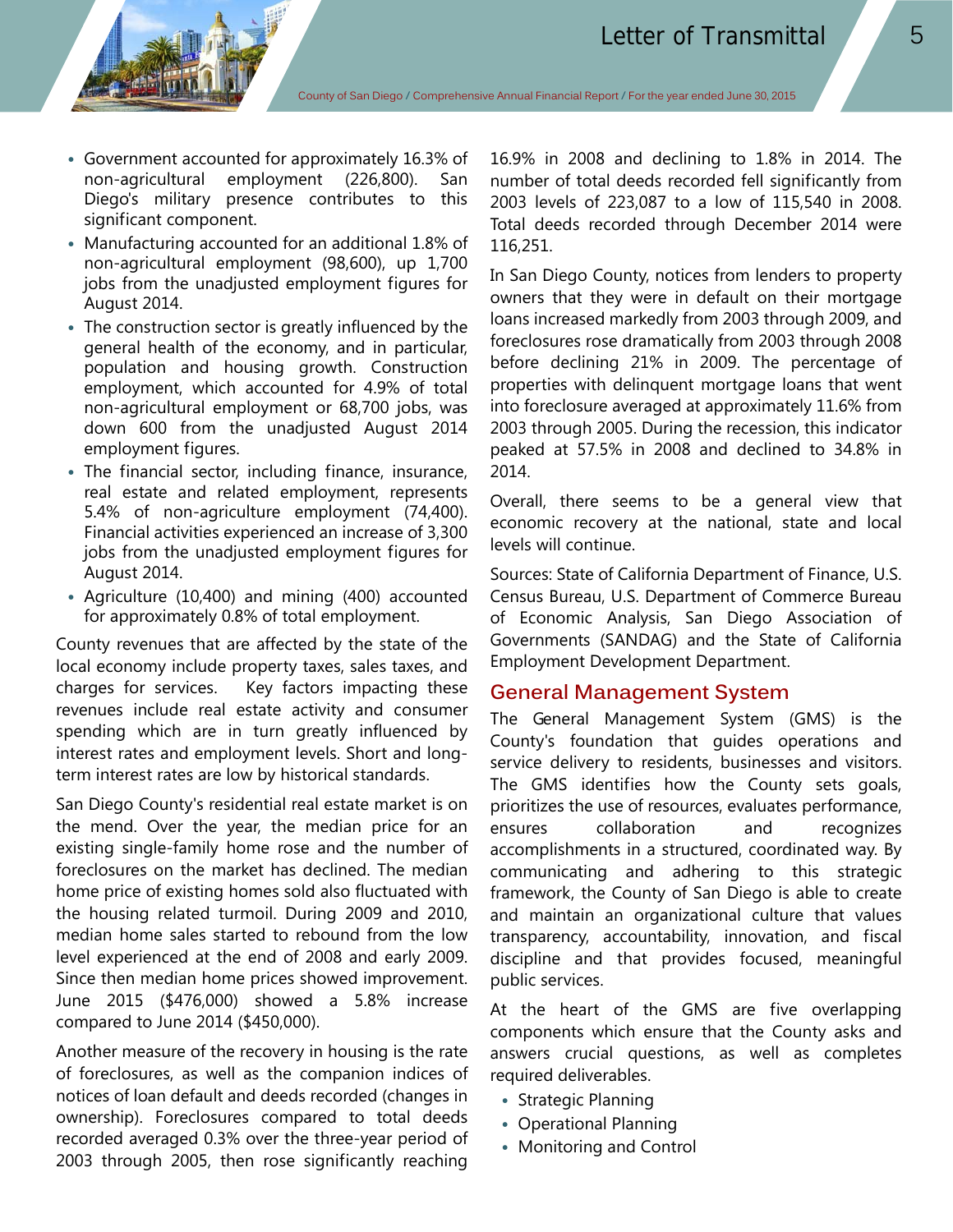- Government accounted for approximately 16.3% of non-agricultural employment (226,800). San Diego's military presence contributes to this significant component.
- Manufacturing accounted for an additional 1.8% of non-agricultural employment (98,600), up 1,700 jobs from the unadjusted employment figures for August 2014.
- The construction sector is greatly influenced by the general health of the economy, and in particular, population and housing growth. Construction employment, which accounted for 4.9% of total non-agricultural employment or 68,700 jobs, was down 600 from the unadjusted August 2014 employment figures.
- The financial sector, including finance, insurance, real estate and related employment, represents 5.4% of non-agriculture employment (74,400). Financial activities experienced an increase of 3,300 jobs from the unadjusted employment figures for August 2014.
- Agriculture (10,400) and mining (400) accounted for approximately 0.8% of total employment.

County revenues that are affected by the state of the local economy include property taxes, sales taxes, and charges for services. Key factors impacting these revenues include real estate activity and consumer spending which are in turn greatly influenced by interest rates and employment levels. Short and long-term interest rates are low by historical standards.

San Diego County's residential real estate market is on the mend. Over the year, the median price for an existing single-family home rose and the number of foreclosures on the market has declined. The median home price of existing homes sold also fluctuated with the housing related turmoil. During 2009 and 2010, median home sales started to rebound from the low level experienced at the end of 2008 and early 2009. Since then median home prices showed improvement. June 2015 ($476,000) showed a 5.8% increase compared to June 2014 ($450,000).

Another measure of the recovery in housing is the rate of foreclosures, as well as the companion indices of notices of loan default and deeds recorded (changes in ownership). Foreclosures compared to total deeds recorded averaged 0.3% over the three-year period of 2003 through 2005, then rose significantly reaching 16.9% in 2008 and declining to 1.8% in 2014. The number of total deeds recorded fell significantly from 2003 levels of 223,087 to a low of 115,540 in 2008. Total deeds recorded through December 2014 were 116,251.

In San Diego County, notices from lenders to property owners that they were in default on their mortgage loans increased markedly from 2003 through 2009, and foreclosures rose dramatically from 2003 through 2008 before declining 21% in 2009. The percentage of properties with delinquent mortgage loans that went into foreclosure averaged at approximately 11.6% from 2003 through 2005. During the recession, this indicator peaked at 57.5% in 2008 and declined to 34.8% in 2014.

Overall, there seems to be a general view that economic recovery at the national, state and local levels will continue.

Sources: State of California Department of Finance, U.S. Census Bureau, U.S. Department of Commerce Bureau of Economic Analysis, San Diego Association of Governments (SANDAG) and the State of California Employment Development Department.

## General Management System

The General Management System (GMS) is the County's foundation that guides operations and service delivery to residents, businesses and visitors. The GMS identifies how the County sets goals, prioritizes the use of resources, evaluates performance, ensures collaboration and recognizes accomplishments in a structured, coordinated way. By communicating and adhering to this strategic framework, the County of San Diego is able to create and maintain an organizational culture that values transparency, accountability, innovation, and fiscal discipline and that provides focused, meaningful public services.

At the heart of the GMS are five overlapping components which ensure that the County asks and answers crucial questions, as well as completes required deliverables.

- Strategic Planning
- Operational Planning
- Monitoring and Control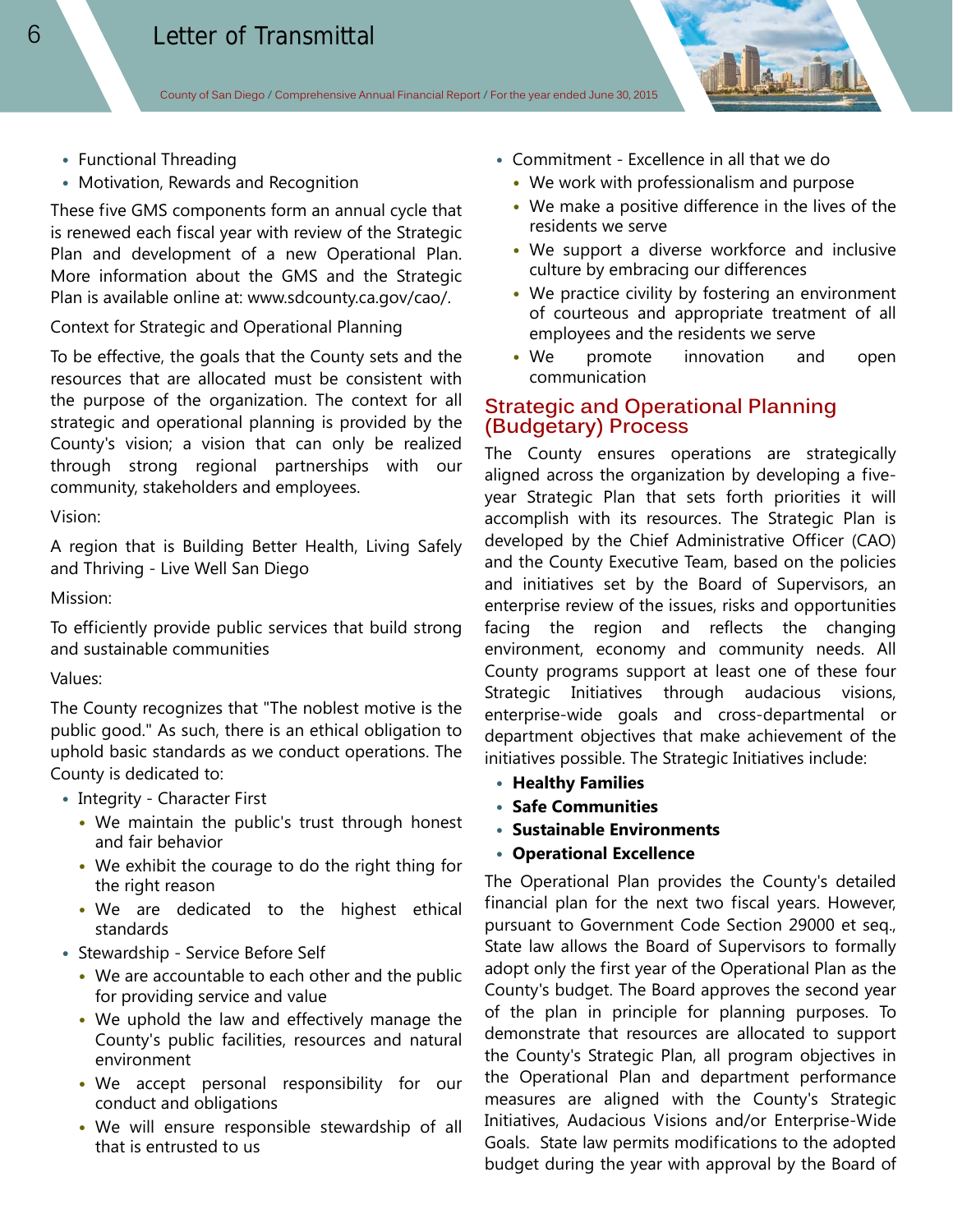- Functional Threading
- Motivation, Rewards and Recognition

These five GMS components form an annual cycle that is renewed each fiscal year with review of the Strategic Plan and development of a new Operational Plan. More information about the GMS and the Strategic Plan is available online at: www.sdcounty.ca.gov/cao/.

Context for Strategic and Operational Planning

To be effective, the goals that the County sets and the resources that are allocated must be consistent with the purpose of the organization. The context for all strategic and operational planning is provided by the County's vision; a vision that can only be realized through strong regional partnerships with our community, stakeholders and employees.

Vision:

A region that is Building Better Health, Living Safely and Thriving - Live Well San Diego

Mission:

To efficiently provide public services that build strong and sustainable communities

Values:

The County recognizes that "The noblest motive is the public good." As such, there is an ethical obligation to uphold basic standards as we conduct operations. The County is dedicated to:

- Integrity - Character First
  - We maintain the public's trust through honest and fair behavior
  - We exhibit the courage to do the right thing for the right reason
  - We are dedicated to the highest ethical standards
- Stewardship - Service Before Self
  - We are accountable to each other and the public for providing service and value
  - We uphold the law and effectively manage the County's public facilities, resources and natural environment
  - We accept personal responsibility for our conduct and obligations
  - We will ensure responsible stewardship of all that is entrusted to us
- Commitment - Excellence in all that we do
  - We work with professionalism and purpose
  - We make a positive difference in the lives of the residents we serve
  - We support a diverse workforce and inclusive culture by embracing our differences
  - We practice civility by fostering an environment of courteous and appropriate treatment of all employees and the residents we serve
  - We promote innovation and open communication

## Strategic and Operational Planning (Budgetary) Process

The County ensures operations are strategically aligned across the organization by developing a five-year Strategic Plan that sets forth priorities it will accomplish with its resources. The Strategic Plan is developed by the Chief Administrative Officer (CAO) and the County Executive Team, based on the policies and initiatives set by the Board of Supervisors, an enterprise review of the issues, risks and opportunities facing the region and reflects the changing environment, economy and community needs. All County programs support at least one of these four Strategic Initiatives through audacious visions, enterprise-wide goals and cross-departmental or department objectives that make achievement of the initiatives possible. The Strategic Initiatives include:

- **Healthy Families**
- **Safe Communities**
- **Sustainable Environments**
- **Operational Excellence**

The Operational Plan provides the County's detailed financial plan for the next two fiscal years. However, pursuant to Government Code Section 29000 et seq., State law allows the Board of Supervisors to formally adopt only the first year of the Operational Plan as the County's budget. The Board approves the second year of the plan in principle for planning purposes. To demonstrate that resources are allocated to support the County's Strategic Plan, all program objectives in the Operational Plan and department performance measures are aligned with the County's Strategic Initiatives, Audacious Visions and/or Enterprise-Wide Goals. State law permits modifications to the adopted budget during the year with approval by the Board of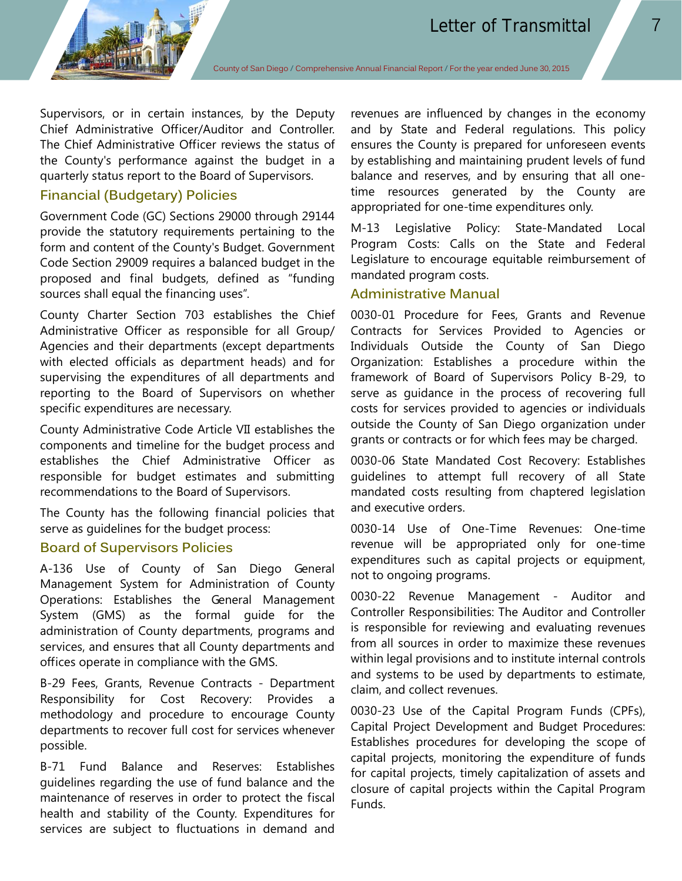Supervisors, or in certain instances, by the Deputy Chief Administrative Officer/Auditor and Controller. The Chief Administrative Officer reviews the status of the County's performance against the budget in a quarterly status report to the Board of Supervisors.

### Financial (Budgetary) Policies

Government Code (GC) Sections 29000 through 29144 provide the statutory requirements pertaining to the form and content of the County's Budget. Government Code Section 29009 requires a balanced budget in the proposed and final budgets, defined as "funding sources shall equal the financing uses".

County Charter Section 703 establishes the Chief Administrative Officer as responsible for all Group/ Agencies and their departments (except departments with elected officials as department heads) and for supervising the expenditures of all departments and reporting to the Board of Supervisors on whether specific expenditures are necessary.

County Administrative Code Article VII establishes the components and timeline for the budget process and establishes the Chief Administrative Officer as responsible for budget estimates and submitting recommendations to the Board of Supervisors.

The County has the following financial policies that serve as guidelines for the budget process:

### Board of Supervisors Policies

A-136 Use of County of San Diego General Management System for Administration of County Operations: Establishes the General Management System (GMS) as the formal guide for the administration of County departments, programs and services, and ensures that all County departments and offices operate in compliance with the GMS.

B-29 Fees, Grants, Revenue Contracts - Department Responsibility for Cost Recovery: Provides a methodology and procedure to encourage County departments to recover full cost for services whenever possible.

B-71 Fund Balance and Reserves: Establishes guidelines regarding the use of fund balance and the maintenance of reserves in order to protect the fiscal health and stability of the County. Expenditures for services are subject to fluctuations in demand and revenues are influenced by changes in the economy and by State and Federal regulations. This policy ensures the County is prepared for unforeseen events by establishing and maintaining prudent levels of fund balance and reserves, and by ensuring that all one-time resources generated by the County are appropriated for one-time expenditures only.

M-13 Legislative Policy: State-Mandated Local Program Costs: Calls on the State and Federal Legislature to encourage equitable reimbursement of mandated program costs.

### Administrative Manual

0030-01 Procedure for Fees, Grants and Revenue Contracts for Services Provided to Agencies or Individuals Outside the County of San Diego Organization: Establishes a procedure within the framework of Board of Supervisors Policy B-29, to serve as guidance in the process of recovering full costs for services provided to agencies or individuals outside the County of San Diego organization under grants or contracts or for which fees may be charged.

0030-06 State Mandated Cost Recovery: Establishes guidelines to attempt full recovery of all State mandated costs resulting from chaptered legislation and executive orders.

0030-14 Use of One-Time Revenues: One-time revenue will be appropriated only for one-time expenditures such as capital projects or equipment, not to ongoing programs.

0030-22 Revenue Management - Auditor and Controller Responsibilities: The Auditor and Controller is responsible for reviewing and evaluating revenues from all sources in order to maximize these revenues within legal provisions and to institute internal controls and systems to be used by departments to estimate, claim, and collect revenues.

0030-23 Use of the Capital Program Funds (CPFs), Capital Project Development and Budget Procedures: Establishes procedures for developing the scope of capital projects, monitoring the expenditure of funds for capital projects, timely capitalization of assets and closure of capital projects within the Capital Program Funds.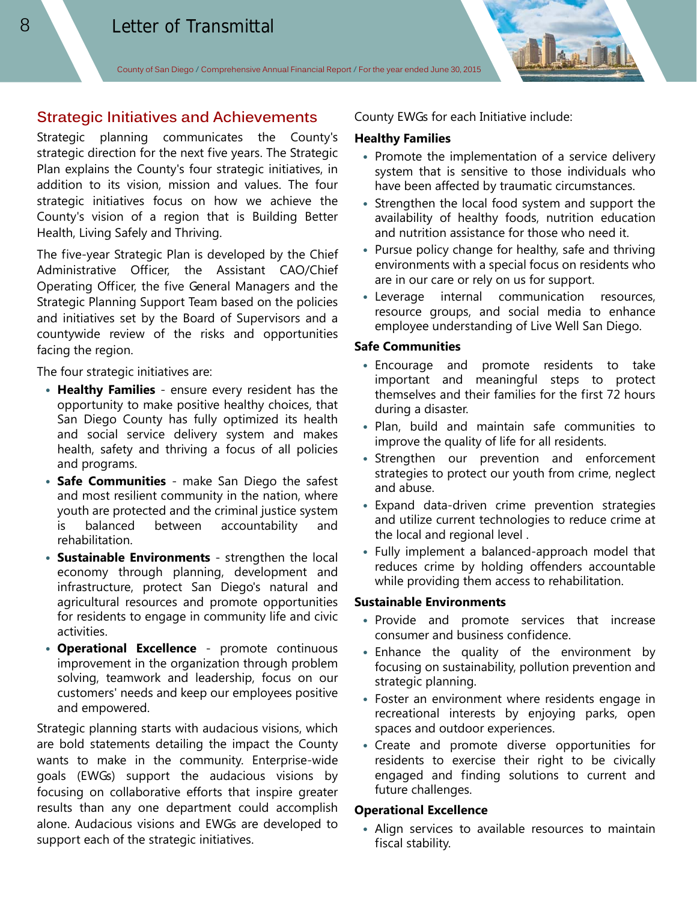## Strategic Initiatives and Achievements

Strategic planning communicates the County's strategic direction for the next five years. The Strategic Plan explains the County's four strategic initiatives, in addition to its vision, mission and values. The four strategic initiatives focus on how we achieve the County's vision of a region that is Building Better Health, Living Safely and Thriving.

The five-year Strategic Plan is developed by the Chief Administrative Officer, the Assistant CAO/Chief Operating Officer, the five General Managers and the Strategic Planning Support Team based on the policies and initiatives set by the Board of Supervisors and a countywide review of the risks and opportunities facing the region.

The four strategic initiatives are:

- **Healthy Families** - ensure every resident has the opportunity to make positive healthy choices, that San Diego County has fully optimized its health and social service delivery system and makes health, safety and thriving a focus of all policies and programs.
- **Safe Communities** - make San Diego the safest and most resilient community in the nation, where youth are protected and the criminal justice system is balanced between accountability and rehabilitation.
- **Sustainable Environments** - strengthen the local economy through planning, development and infrastructure, protect San Diego's natural and agricultural resources and promote opportunities for residents to engage in community life and civic activities.
- **Operational Excellence** - promote continuous improvement in the organization through problem solving, teamwork and leadership, focus on our customers' needs and keep our employees positive and empowered.

Strategic planning starts with audacious visions, which are bold statements detailing the impact the County wants to make in the community. Enterprise-wide goals (EWGs) support the audacious visions by focusing on collaborative efforts that inspire greater results than any one department could accomplish alone. Audacious visions and EWGs are developed to support each of the strategic initiatives.

County EWGs for each Initiative include:

**Healthy Families**

- Promote the implementation of a service delivery system that is sensitive to those individuals who have been affected by traumatic circumstances.
- Strengthen the local food system and support the availability of healthy foods, nutrition education and nutrition assistance for those who need it.
- Pursue policy change for healthy, safe and thriving environments with a special focus on residents who are in our care or rely on us for support.
- Leverage internal communication resources, resource groups, and social media to enhance employee understanding of Live Well San Diego.

**Safe Communities**

- Encourage and promote residents to take important and meaningful steps to protect themselves and their families for the first 72 hours during a disaster.
- Plan, build and maintain safe communities to improve the quality of life for all residents.
- Strengthen our prevention and enforcement strategies to protect our youth from crime, neglect and abuse.
- Expand data-driven crime prevention strategies and utilize current technologies to reduce crime at the local and regional level .
- Fully implement a balanced-approach model that reduces crime by holding offenders accountable while providing them access to rehabilitation.

**Sustainable Environments**

- Provide and promote services that increase consumer and business confidence.
- Enhance the quality of the environment by focusing on sustainability, pollution prevention and strategic planning.
- Foster an environment where residents engage in recreational interests by enjoying parks, open spaces and outdoor experiences.
- Create and promote diverse opportunities for residents to exercise their right to be civically engaged and finding solutions to current and future challenges.

**Operational Excellence**

- Align services to available resources to maintain fiscal stability.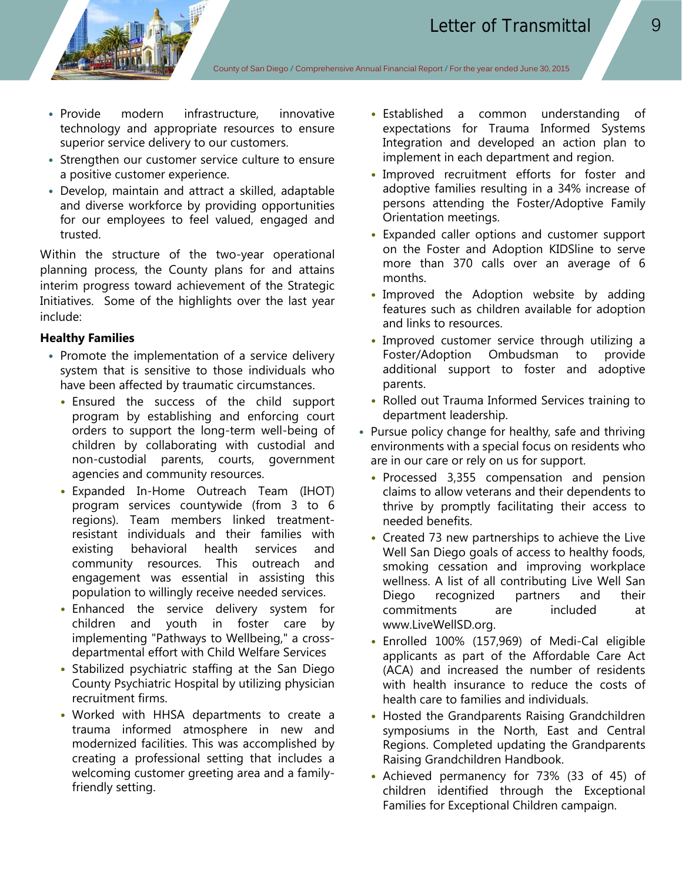- Provide modern infrastructure, innovative technology and appropriate resources to ensure superior service delivery to our customers.
- Strengthen our customer service culture to ensure a positive customer experience.
- Develop, maintain and attract a skilled, adaptable and diverse workforce by providing opportunities for our employees to feel valued, engaged and trusted.

Within the structure of the two-year operational planning process, the County plans for and attains interim progress toward achievement of the Strategic Initiatives. Some of the highlights over the last year include:

**Healthy Families**

- Promote the implementation of a service delivery system that is sensitive to those individuals who have been affected by traumatic circumstances.
  - Ensured the success of the child support program by establishing and enforcing court orders to support the long-term well-being of children by collaborating with custodial and non-custodial parents, courts, government agencies and community resources.
  - Expanded In-Home Outreach Team (IHOT) program services countywide (from 3 to 6 regions). Team members linked treatment-resistant individuals and their families with existing behavioral health services and community resources. This outreach and engagement was essential in assisting this population to willingly receive needed services.
  - Enhanced the service delivery system for children and youth in foster care by implementing "Pathways to Wellbeing," a cross-departmental effort with Child Welfare Services
  - Stabilized psychiatric staffing at the San Diego County Psychiatric Hospital by utilizing physician recruitment firms.
  - Worked with HHSA departments to create a trauma informed atmosphere in new and modernized facilities. This was accomplished by creating a professional setting that includes a welcoming customer greeting area and a family-friendly setting.
  - Established a common understanding of expectations for Trauma Informed Systems Integration and developed an action plan to implement in each department and region.
  - Improved recruitment efforts for foster and adoptive families resulting in a 34% increase of persons attending the Foster/Adoptive Family Orientation meetings.
  - Expanded caller options and customer support on the Foster and Adoption KIDSline to serve more than 370 calls over an average of 6 months.
  - Improved the Adoption website by adding features such as children available for adoption and links to resources.
  - Improved customer service through utilizing a Foster/Adoption Ombudsman to provide additional support to foster and adoptive parents.
  - Rolled out Trauma Informed Services training to department leadership.
- Pursue policy change for healthy, safe and thriving environments with a special focus on residents who are in our care or rely on us for support.
  - Processed 3,355 compensation and pension claims to allow veterans and their dependents to thrive by promptly facilitating their access to needed benefits.
  - Created 73 new partnerships to achieve the Live Well San Diego goals of access to healthy foods, smoking cessation and improving workplace wellness. A list of all contributing Live Well San Diego recognized partners and their commitments are included at www.LiveWellSD.org.
  - Enrolled 100% (157,969) of Medi-Cal eligible applicants as part of the Affordable Care Act (ACA) and increased the number of residents with health insurance to reduce the costs of health care to families and individuals.
  - Hosted the Grandparents Raising Grandchildren symposiums in the North, East and Central Regions. Completed updating the Grandparents Raising Grandchildren Handbook.
  - Achieved permanency for 73% (33 of 45) of children identified through the Exceptional Families for Exceptional Children campaign.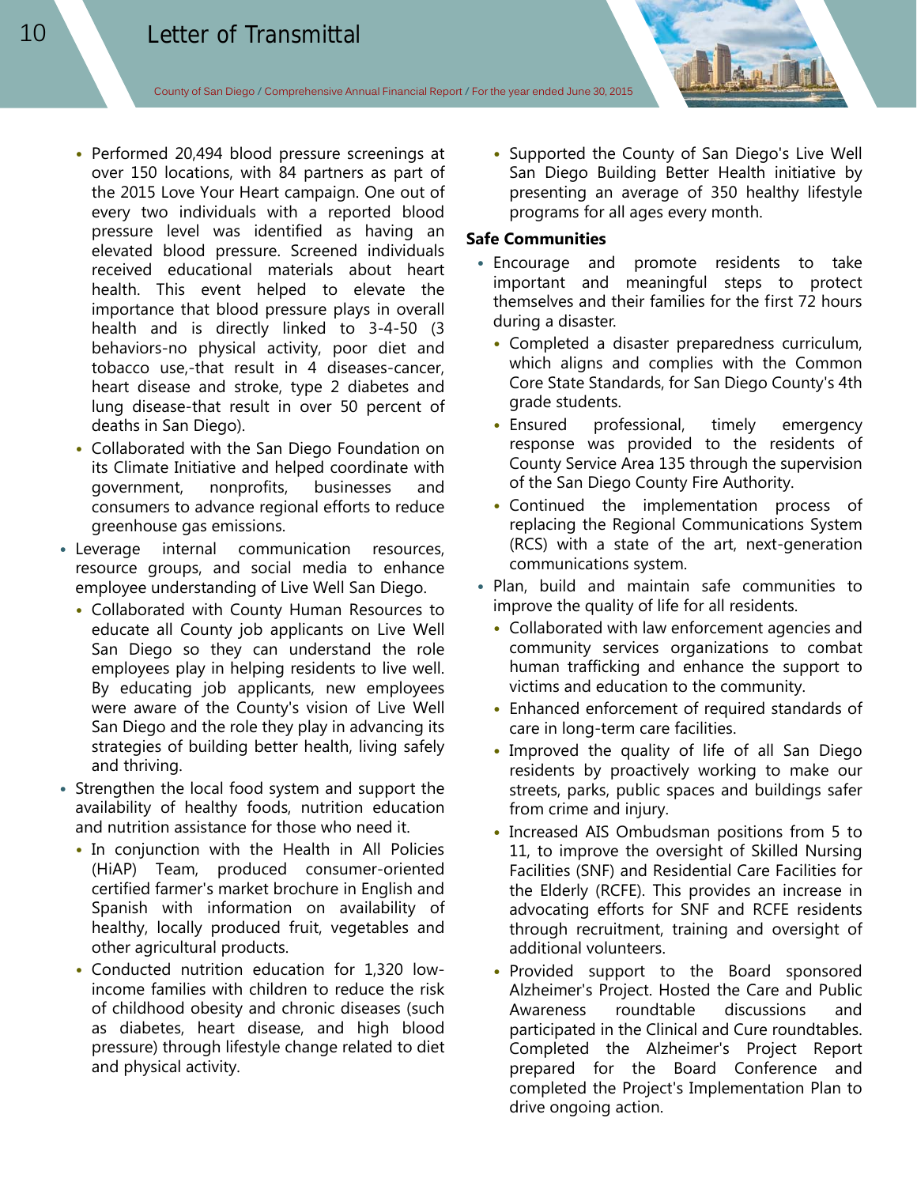- Performed 20,494 blood pressure screenings at over 150 locations, with 84 partners as part of the 2015 Love Your Heart campaign. One out of every two individuals with a reported blood pressure level was identified as having an elevated blood pressure. Screened individuals received educational materials about heart health. This event helped to elevate the importance that blood pressure plays in overall health and is directly linked to 3-4-50 (3 behaviors-no physical activity, poor diet and tobacco use,-that result in 4 diseases-cancer, heart disease and stroke, type 2 diabetes and lung disease-that result in over 50 percent of deaths in San Diego).
  - Collaborated with the San Diego Foundation on its Climate Initiative and helped coordinate with government, nonprofits, businesses and consumers to advance regional efforts to reduce greenhouse gas emissions.
- Leverage internal communication resources, resource groups, and social media to enhance employee understanding of Live Well San Diego.
  - Collaborated with County Human Resources to educate all County job applicants on Live Well San Diego so they can understand the role employees play in helping residents to live well. By educating job applicants, new employees were aware of the County's vision of Live Well San Diego and the role they play in advancing its strategies of building better health, living safely and thriving.
- Strengthen the local food system and support the availability of healthy foods, nutrition education and nutrition assistance for those who need it.
  - In conjunction with the Health in All Policies (HiAP) Team, produced consumer-oriented certified farmer's market brochure in English and Spanish with information on availability of healthy, locally produced fruit, vegetables and other agricultural products.
  - Conducted nutrition education for 1,320 low-income families with children to reduce the risk of childhood obesity and chronic diseases (such as diabetes, heart disease, and high blood pressure) through lifestyle change related to diet and physical activity.
  - Supported the County of San Diego's Live Well San Diego Building Better Health initiative by presenting an average of 350 healthy lifestyle programs for all ages every month.

**Safe Communities**

- Encourage and promote residents to take important and meaningful steps to protect themselves and their families for the first 72 hours during a disaster.
  - Completed a disaster preparedness curriculum, which aligns and complies with the Common Core State Standards, for San Diego County's 4th grade students.
  - Ensured professional, timely emergency response was provided to the residents of County Service Area 135 through the supervision of the San Diego County Fire Authority.
  - Continued the implementation process of replacing the Regional Communications System (RCS) with a state of the art, next-generation communications system.
- Plan, build and maintain safe communities to improve the quality of life for all residents.
  - Collaborated with law enforcement agencies and community services organizations to combat human trafficking and enhance the support to victims and education to the community.
  - Enhanced enforcement of required standards of care in long-term care facilities.
  - Improved the quality of life of all San Diego residents by proactively working to make our streets, parks, public spaces and buildings safer from crime and injury.
  - Increased AIS Ombudsman positions from 5 to 11, to improve the oversight of Skilled Nursing Facilities (SNF) and Residential Care Facilities for the Elderly (RCFE). This provides an increase in advocating efforts for SNF and RCFE residents through recruitment, training and oversight of additional volunteers.
  - Provided support to the Board sponsored Alzheimer's Project. Hosted the Care and Public Awareness roundtable discussions and participated in the Clinical and Cure roundtables. Completed the Alzheimer's Project Report prepared for the Board Conference and completed the Project's Implementation Plan to drive ongoing action.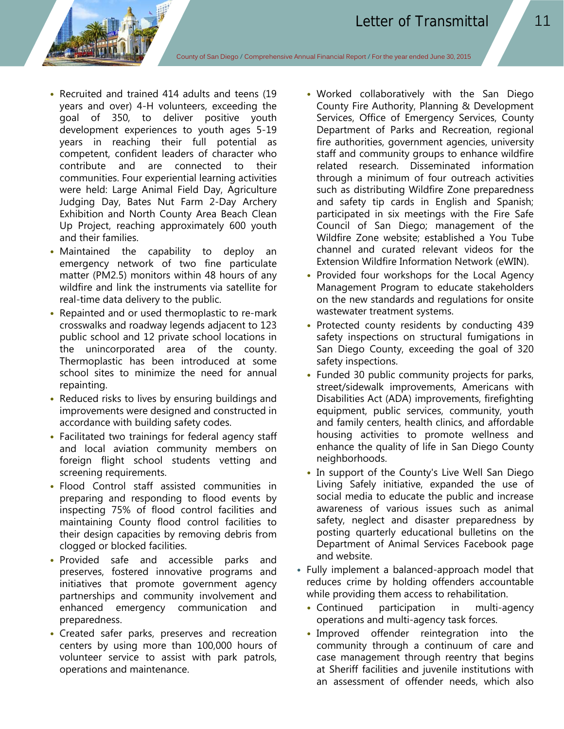- Recruited and trained 414 adults and teens (19 years and over) 4-H volunteers, exceeding the goal of 350, to deliver positive youth development experiences to youth ages 5-19 years in reaching their full potential as competent, confident leaders of character who contribute and are connected to their communities. Four experiential learning activities were held: Large Animal Field Day, Agriculture Judging Day, Bates Nut Farm 2-Day Archery Exhibition and North County Area Beach Clean Up Project, reaching approximately 600 youth and their families.
- Maintained the capability to deploy an emergency network of two fine particulate matter (PM2.5) monitors within 48 hours of any wildfire and link the instruments via satellite for real-time data delivery to the public.
- Repainted and or used thermoplastic to re-mark crosswalks and roadway legends adjacent to 123 public school and 12 private school locations in the unincorporated area of the county. Thermoplastic has been introduced at some school sites to minimize the need for annual repainting.
- Reduced risks to lives by ensuring buildings and improvements were designed and constructed in accordance with building safety codes.
- Facilitated two trainings for federal agency staff and local aviation community members on foreign flight school students vetting and screening requirements.
- Flood Control staff assisted communities in preparing and responding to flood events by inspecting 75% of flood control facilities and maintaining County flood control facilities to their design capacities by removing debris from clogged or blocked facilities.
- Provided safe and accessible parks and preserves, fostered innovative programs and initiatives that promote government agency partnerships and community involvement and enhanced emergency communication and preparedness.
- Created safer parks, preserves and recreation centers by using more than 100,000 hours of volunteer service to assist with park patrols, operations and maintenance.
- Worked collaboratively with the San Diego County Fire Authority, Planning & Development Services, Office of Emergency Services, County Department of Parks and Recreation, regional fire authorities, government agencies, university staff and community groups to enhance wildfire related research. Disseminated information through a minimum of four outreach activities such as distributing Wildfire Zone preparedness and safety tip cards in English and Spanish; participated in six meetings with the Fire Safe Council of San Diego; management of the Wildfire Zone website; established a You Tube channel and curated relevant videos for the Extension Wildfire Information Network (eWIN).
- Provided four workshops for the Local Agency Management Program to educate stakeholders on the new standards and regulations for onsite wastewater treatment systems.
- Protected county residents by conducting 439 safety inspections on structural fumigations in San Diego County, exceeding the goal of 320 safety inspections.
- Funded 30 public community projects for parks, street/sidewalk improvements, Americans with Disabilities Act (ADA) improvements, firefighting equipment, public services, community, youth and family centers, health clinics, and affordable housing activities to promote wellness and enhance the quality of life in San Diego County neighborhoods.
- In support of the County's Live Well San Diego Living Safely initiative, expanded the use of social media to educate the public and increase awareness of various issues such as animal safety, neglect and disaster preparedness by posting quarterly educational bulletins on the Department of Animal Services Facebook page and website.

- Fully implement a balanced-approach model that reduces crime by holding offenders accountable while providing them access to rehabilitation.
  - Continued participation in multi-agency operations and multi-agency task forces.
  - Improved offender reintegration into the community through a continuum of care and case management through reentry that begins at Sheriff facilities and juvenile institutions with an assessment of offender needs, which also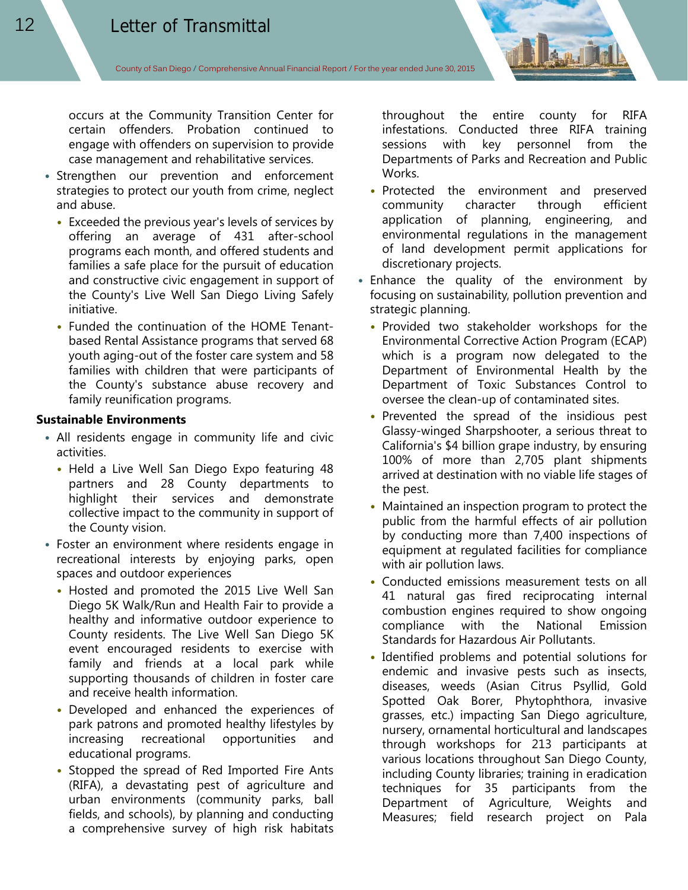occurs at the Community Transition Center for certain offenders. Probation continued to engage with offenders on supervision to provide case management and rehabilitative services.

- Strengthen our prevention and enforcement strategies to protect our youth from crime, neglect and abuse.
  - Exceeded the previous year's levels of services by offering an average of 431 after-school programs each month, and offered students and families a safe place for the pursuit of education and constructive civic engagement in support of the County's Live Well San Diego Living Safely initiative.
  - Funded the continuation of the HOME Tenant-based Rental Assistance programs that served 68 youth aging-out of the foster care system and 58 families with children that were participants of the County's substance abuse recovery and family reunification programs.

**Sustainable Environments**

- All residents engage in community life and civic activities.
  - Held a Live Well San Diego Expo featuring 48 partners and 28 County departments to highlight their services and demonstrate collective impact to the community in support of the County vision.
- Foster an environment where residents engage in recreational interests by enjoying parks, open spaces and outdoor experiences
  - Hosted and promoted the 2015 Live Well San Diego 5K Walk/Run and Health Fair to provide a healthy and informative outdoor experience to County residents. The Live Well San Diego 5K event encouraged residents to exercise with family and friends at a local park while supporting thousands of children in foster care and receive health information.
  - Developed and enhanced the experiences of park patrons and promoted healthy lifestyles by increasing recreational opportunities and educational programs.
  - Stopped the spread of Red Imported Fire Ants (RIFA), a devastating pest of agriculture and urban environments (community parks, ball fields, and schools), by planning and conducting a comprehensive survey of high risk habitats throughout the entire county for RIFA infestations. Conducted three RIFA training sessions with key personnel from the Departments of Parks and Recreation and Public Works.
  - Protected the environment and preserved community character through efficient application of planning, engineering, and environmental regulations in the management of land development permit applications for discretionary projects.
- Enhance the quality of the environment by focusing on sustainability, pollution prevention and strategic planning.
  - Provided two stakeholder workshops for the Environmental Corrective Action Program (ECAP) which is a program now delegated to the Department of Environmental Health by the Department of Toxic Substances Control to oversee the clean-up of contaminated sites.
  - Prevented the spread of the insidious pest Glassy-winged Sharpshooter, a serious threat to California's $4 billion grape industry, by ensuring 100% of more than 2,705 plant shipments arrived at destination with no viable life stages of the pest.
  - Maintained an inspection program to protect the public from the harmful effects of air pollution by conducting more than 7,400 inspections of equipment at regulated facilities for compliance with air pollution laws.
  - Conducted emissions measurement tests on all 41 natural gas fired reciprocating internal combustion engines required to show ongoing compliance with the National Emission Standards for Hazardous Air Pollutants.
  - Identified problems and potential solutions for endemic and invasive pests such as insects, diseases, weeds (Asian Citrus Psyllid, Gold Spotted Oak Borer, Phytophthora, invasive grasses, etc.) impacting San Diego agriculture, nursery, ornamental horticultural and landscapes through workshops for 213 participants at various locations throughout San Diego County, including County libraries; training in eradication techniques for 35 participants from the Department of Agriculture, Weights and Measures; field research project on Pala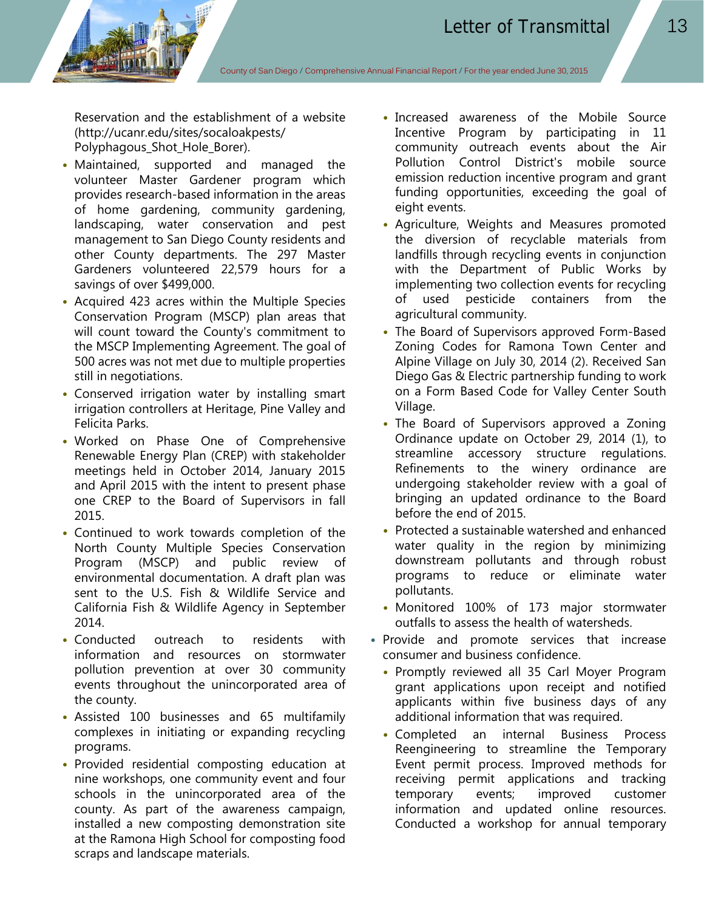Reservation and the establishment of a website (http://ucanr.edu/sites/socaloakpests/Polyphagous_Shot_Hole_Borer).

- Maintained, supported and managed the volunteer Master Gardener program which provides research-based information in the areas of home gardening, community gardening, landscaping, water conservation and pest management to San Diego County residents and other County departments. The 297 Master Gardeners volunteered 22,579 hours for a savings of over $499,000.
- Acquired 423 acres within the Multiple Species Conservation Program (MSCP) plan areas that will count toward the County's commitment to the MSCP Implementing Agreement. The goal of 500 acres was not met due to multiple properties still in negotiations.
- Conserved irrigation water by installing smart irrigation controllers at Heritage, Pine Valley and Felicita Parks.
- Worked on Phase One of Comprehensive Renewable Energy Plan (CREP) with stakeholder meetings held in October 2014, January 2015 and April 2015 with the intent to present phase one CREP to the Board of Supervisors in fall 2015.
- Continued to work towards completion of the North County Multiple Species Conservation Program (MSCP) and public review of environmental documentation. A draft plan was sent to the U.S. Fish & Wildlife Service and California Fish & Wildlife Agency in September 2014.
- Conducted outreach to residents with information and resources on stormwater pollution prevention at over 30 community events throughout the unincorporated area of the county.
- Assisted 100 businesses and 65 multifamily complexes in initiating or expanding recycling programs.
- Provided residential composting education at nine workshops, one community event and four schools in the unincorporated area of the county. As part of the awareness campaign, installed a new composting demonstration site at the Ramona High School for composting food scraps and landscape materials.
- Increased awareness of the Mobile Source Incentive Program by participating in 11 community outreach events about the Air Pollution Control District's mobile source emission reduction incentive program and grant funding opportunities, exceeding the goal of eight events.
- Agriculture, Weights and Measures promoted the diversion of recyclable materials from landfills through recycling events in conjunction with the Department of Public Works by implementing two collection events for recycling of used pesticide containers from the agricultural community.
- The Board of Supervisors approved Form-Based Zoning Codes for Ramona Town Center and Alpine Village on July 30, 2014 (2). Received San Diego Gas & Electric partnership funding to work on a Form Based Code for Valley Center South Village.
- The Board of Supervisors approved a Zoning Ordinance update on October 29, 2014 (1), to streamline accessory structure regulations. Refinements to the winery ordinance are undergoing stakeholder review with a goal of bringing an updated ordinance to the Board before the end of 2015.
- Protected a sustainable watershed and enhanced water quality in the region by minimizing downstream pollutants and through robust programs to reduce or eliminate water pollutants.
- Monitored 100% of 173 major stormwater outfalls to assess the health of watersheds.

- Provide and promote services that increase consumer and business confidence.
  - Promptly reviewed all 35 Carl Moyer Program grant applications upon receipt and notified applicants within five business days of any additional information that was required.
  - Completed an internal Business Process Reengineering to streamline the Temporary Event permit process. Improved methods for receiving permit applications and tracking temporary events; improved customer information and updated online resources. Conducted a workshop for annual temporary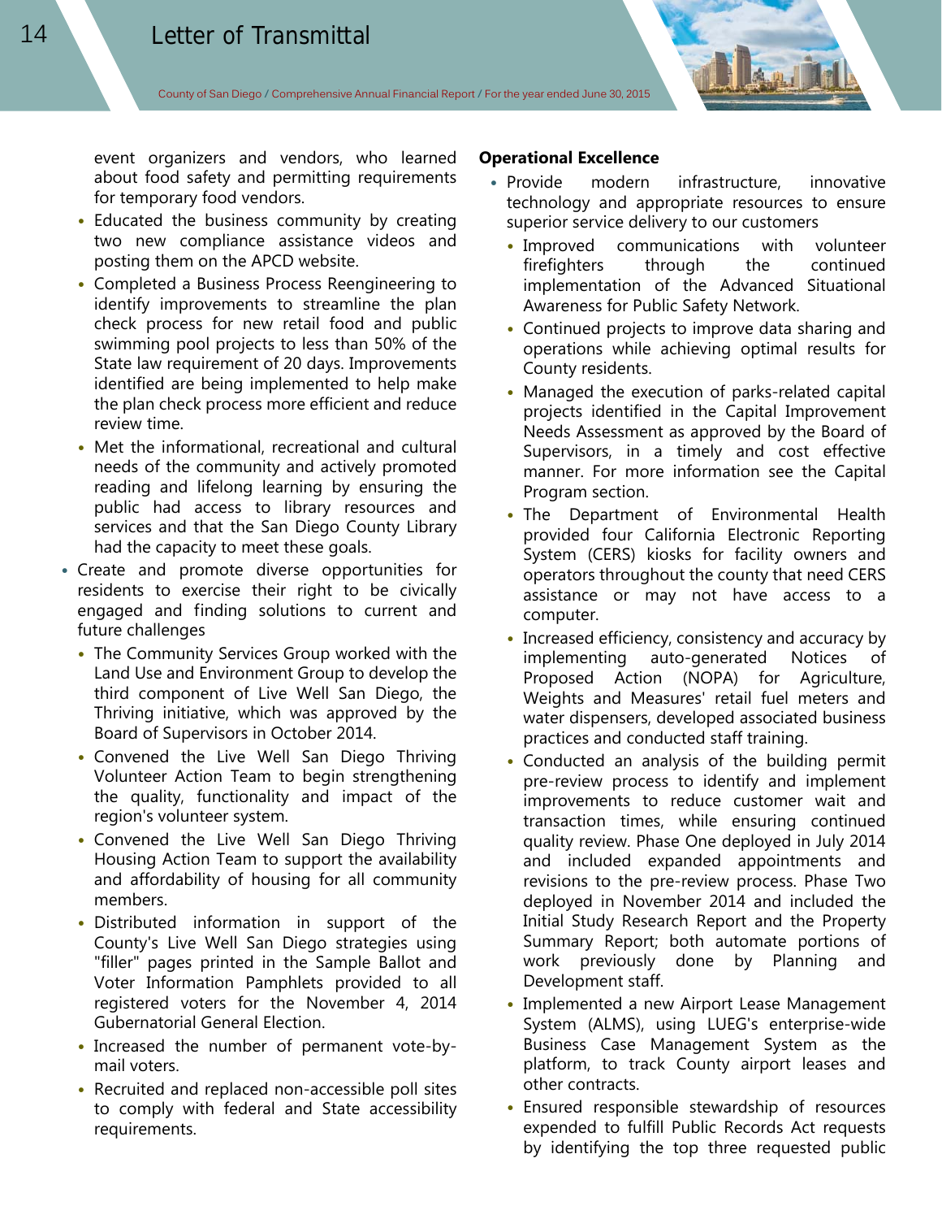event organizers and vendors, who learned about food safety and permitting requirements for temporary food vendors.

  - Educated the business community by creating two new compliance assistance videos and posting them on the APCD website.
  - Completed a Business Process Reengineering to identify improvements to streamline the plan check process for new retail food and public swimming pool projects to less than 50% of the State law requirement of 20 days. Improvements identified are being implemented to help make the plan check process more efficient and reduce review time.
  - Met the informational, recreational and cultural needs of the community and actively promoted reading and lifelong learning by ensuring the public had access to library resources and services and that the San Diego County Library had the capacity to meet these goals.
- Create and promote diverse opportunities for residents to exercise their right to be civically engaged and finding solutions to current and future challenges
  - The Community Services Group worked with the Land Use and Environment Group to develop the third component of Live Well San Diego, the Thriving initiative, which was approved by the Board of Supervisors in October 2014.
  - Convened the Live Well San Diego Thriving Volunteer Action Team to begin strengthening the quality, functionality and impact of the region's volunteer system.
  - Convened the Live Well San Diego Thriving Housing Action Team to support the availability and affordability of housing for all community members.
  - Distributed information in support of the County's Live Well San Diego strategies using "filler" pages printed in the Sample Ballot and Voter Information Pamphlets provided to all registered voters for the November 4, 2014 Gubernatorial General Election.
  - Increased the number of permanent vote-by-mail voters.
  - Recruited and replaced non-accessible poll sites to comply with federal and State accessibility requirements.

**Operational Excellence**

- Provide modern infrastructure, innovative technology and appropriate resources to ensure superior service delivery to our customers
  - Improved communications with volunteer firefighters through the continued implementation of the Advanced Situational Awareness for Public Safety Network.
  - Continued projects to improve data sharing and operations while achieving optimal results for County residents.
  - Managed the execution of parks-related capital projects identified in the Capital Improvement Needs Assessment as approved by the Board of Supervisors, in a timely and cost effective manner. For more information see the Capital Program section.
  - The Department of Environmental Health provided four California Electronic Reporting System (CERS) kiosks for facility owners and operators throughout the county that need CERS assistance or may not have access to a computer.
  - Increased efficiency, consistency and accuracy by implementing auto-generated Notices of Proposed Action (NOPA) for Agriculture, Weights and Measures' retail fuel meters and water dispensers, developed associated business practices and conducted staff training.
  - Conducted an analysis of the building permit pre-review process to identify and implement improvements to reduce customer wait and transaction times, while ensuring continued quality review. Phase One deployed in July 2014 and included expanded appointments and revisions to the pre-review process. Phase Two deployed in November 2014 and included the Initial Study Research Report and the Property Summary Report; both automate portions of work previously done by Planning and Development staff.
  - Implemented a new Airport Lease Management System (ALMS), using LUEG's enterprise-wide Business Case Management System as the platform, to track County airport leases and other contracts.
  - Ensured responsible stewardship of resources expended to fulfill Public Records Act requests by identifying the top three requested public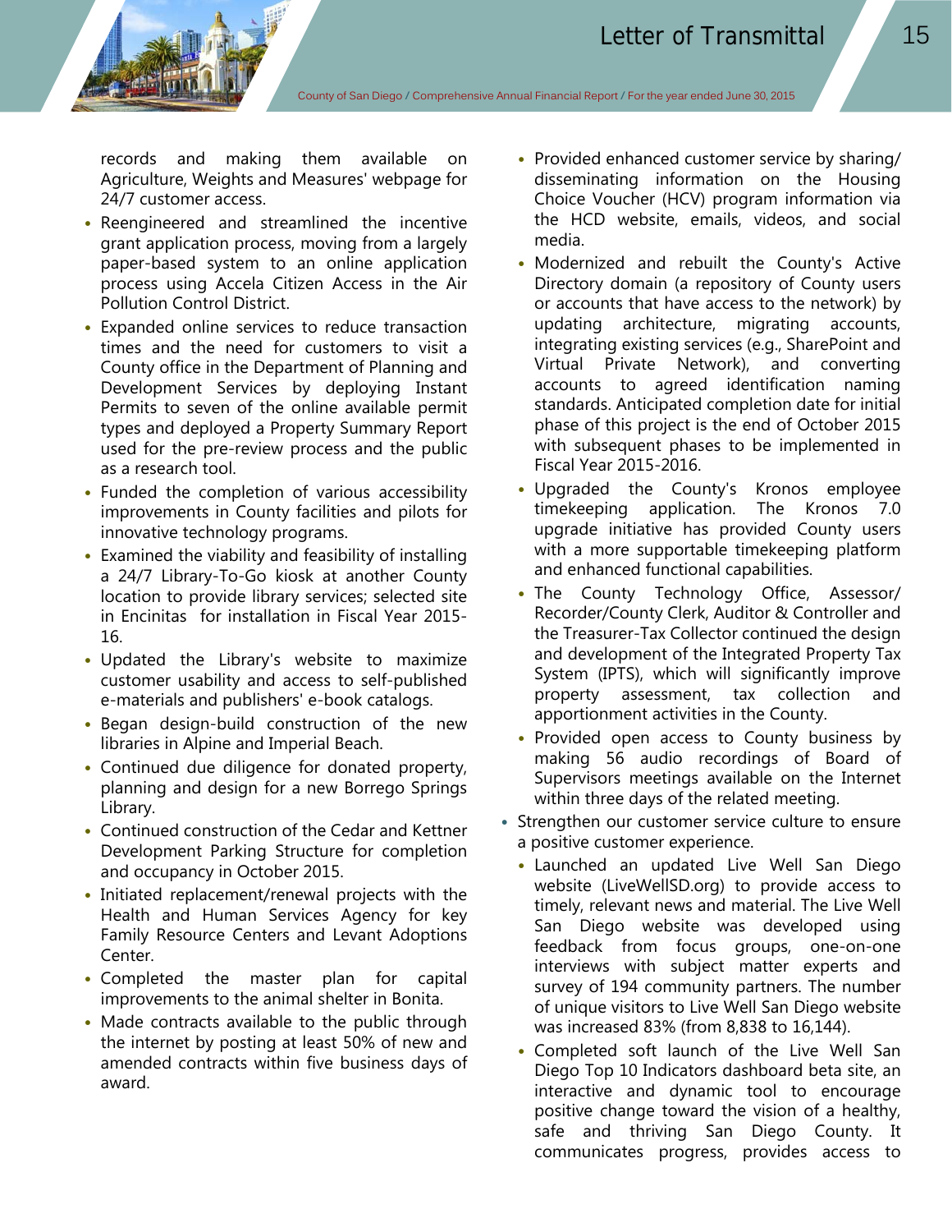records and making them available on Agriculture, Weights and Measures' webpage for 24/7 customer access.

- Reengineered and streamlined the incentive grant application process, moving from a largely paper-based system to an online application process using Accela Citizen Access in the Air Pollution Control District.
- Expanded online services to reduce transaction times and the need for customers to visit a County office in the Department of Planning and Development Services by deploying Instant Permits to seven of the online available permit types and deployed a Property Summary Report used for the pre-review process and the public as a research tool.
- Funded the completion of various accessibility improvements in County facilities and pilots for innovative technology programs.
- Examined the viability and feasibility of installing a 24/7 Library-To-Go kiosk at another County location to provide library services; selected site in Encinitas for installation in Fiscal Year 2015-16.
- Updated the Library's website to maximize customer usability and access to self-published e-materials and publishers' e-book catalogs.
- Began design-build construction of the new libraries in Alpine and Imperial Beach.
- Continued due diligence for donated property, planning and design for a new Borrego Springs Library.
- Continued construction of the Cedar and Kettner Development Parking Structure for completion and occupancy in October 2015.
- Initiated replacement/renewal projects with the Health and Human Services Agency for key Family Resource Centers and Levant Adoptions Center.
- Completed the master plan for capital improvements to the animal shelter in Bonita.
- Made contracts available to the public through the internet by posting at least 50% of new and amended contracts within five business days of award.
- Provided enhanced customer service by sharing/ disseminating information on the Housing Choice Voucher (HCV) program information via the HCD website, emails, videos, and social media.
- Modernized and rebuilt the County's Active Directory domain (a repository of County users or accounts that have access to the network) by updating architecture, migrating accounts, integrating existing services (e.g., SharePoint and Virtual Private Network), and converting accounts to agreed identification naming standards. Anticipated completion date for initial phase of this project is the end of October 2015 with subsequent phases to be implemented in Fiscal Year 2015-2016.
- Upgraded the County's Kronos employee timekeeping application. The Kronos 7.0 upgrade initiative has provided County users with a more supportable timekeeping platform and enhanced functional capabilities.
- The County Technology Office, Assessor/ Recorder/County Clerk, Auditor & Controller and the Treasurer-Tax Collector continued the design and development of the Integrated Property Tax System (IPTS), which will significantly improve property assessment, tax collection and apportionment activities in the County.
- Provided open access to County business by making 56 audio recordings of Board of Supervisors meetings available on the Internet within three days of the related meeting.

- Strengthen our customer service culture to ensure a positive customer experience.
  - Launched an updated Live Well San Diego website (LiveWellSD.org) to provide access to timely, relevant news and material. The Live Well San Diego website was developed using feedback from focus groups, one-on-one interviews with subject matter experts and survey of 194 community partners. The number of unique visitors to Live Well San Diego website was increased 83% (from 8,838 to 16,144).
  - Completed soft launch of the Live Well San Diego Top 10 Indicators dashboard beta site, an interactive and dynamic tool to encourage positive change toward the vision of a healthy, safe and thriving San Diego County. It communicates progress, provides access to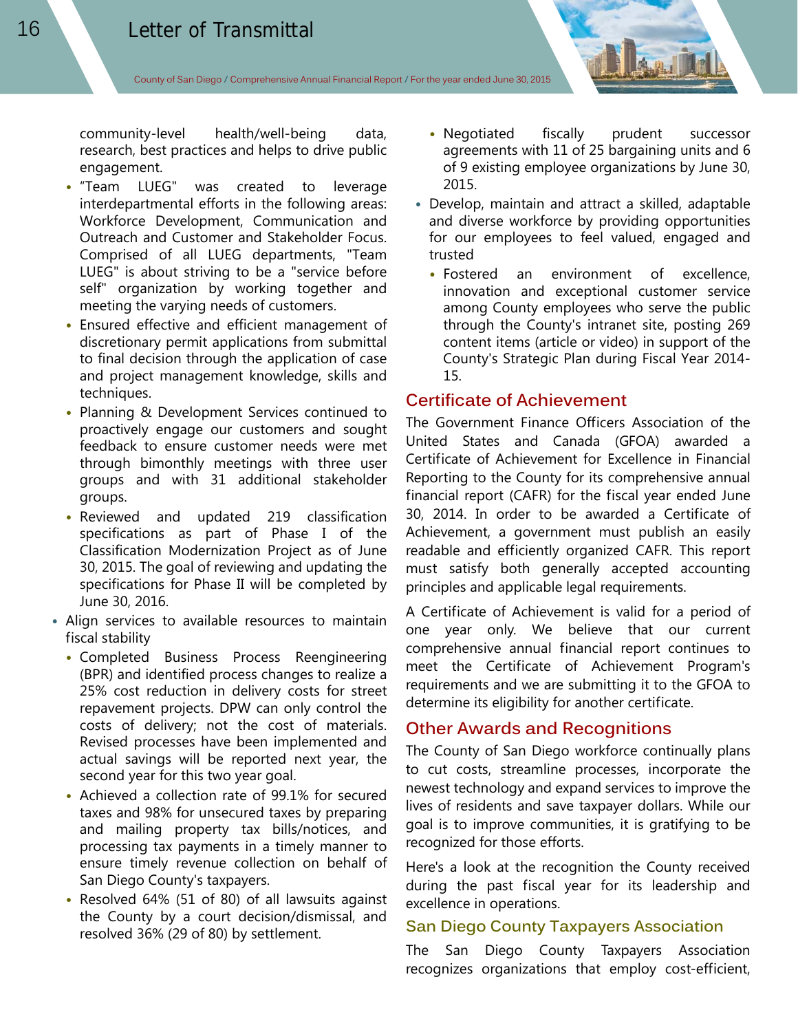community-level health/well-being data, research, best practices and helps to drive public engagement.

- "Team LUEG" was created to leverage interdepartmental efforts in the following areas: Workforce Development, Communication and Outreach and Customer and Stakeholder Focus. Comprised of all LUEG departments, "Team LUEG" is about striving to be a "service before self" organization by working together and meeting the varying needs of customers.
- Ensured effective and efficient management of discretionary permit applications from submittal to final decision through the application of case and project management knowledge, skills and techniques.
- Planning & Development Services continued to proactively engage our customers and sought feedback to ensure customer needs were met through bimonthly meetings with three user groups and with 31 additional stakeholder groups.
- Reviewed and updated 219 classification specifications as part of Phase I of the Classification Modernization Project as of June 30, 2015. The goal of reviewing and updating the specifications for Phase II will be completed by June 30, 2016.

- Align services to available resources to maintain fiscal stability
  - Completed Business Process Reengineering (BPR) and identified process changes to realize a 25% cost reduction in delivery costs for street repavement projects. DPW can only control the costs of delivery; not the cost of materials. Revised processes have been implemented and actual savings will be reported next year, the second year for this two year goal.
  - Achieved a collection rate of 99.1% for secured taxes and 98% for unsecured taxes by preparing and mailing property tax bills/notices, and processing tax payments in a timely manner to ensure timely revenue collection on behalf of San Diego County's taxpayers.
  - Resolved 64% (51 of 80) of all lawsuits against the County by a court decision/dismissal, and resolved 36% (29 of 80) by settlement.
  - Negotiated fiscally prudent successor agreements with 11 of 25 bargaining units and 6 of 9 existing employee organizations by June 30, 2015.
- Develop, maintain and attract a skilled, adaptable and diverse workforce by providing opportunities for our employees to feel valued, engaged and trusted
  - Fostered an environment of excellence, innovation and exceptional customer service among County employees who serve the public through the County's intranet site, posting 269 content items (article or video) in support of the County's Strategic Plan during Fiscal Year 2014-15.

## Certificate of Achievement

The Government Finance Officers Association of the United States and Canada (GFOA) awarded a Certificate of Achievement for Excellence in Financial Reporting to the County for its comprehensive annual financial report (CAFR) for the fiscal year ended June 30, 2014. In order to be awarded a Certificate of Achievement, a government must publish an easily readable and efficiently organized CAFR. This report must satisfy both generally accepted accounting principles and applicable legal requirements.

A Certificate of Achievement is valid for a period of one year only. We believe that our current comprehensive annual financial report continues to meet the Certificate of Achievement Program's requirements and we are submitting it to the GFOA to determine its eligibility for another certificate.

## Other Awards and Recognitions

The County of San Diego workforce continually plans to cut costs, streamline processes, incorporate the newest technology and expand services to improve the lives of residents and save taxpayer dollars. While our goal is to improve communities, it is gratifying to be recognized for those efforts.

Here's a look at the recognition the County received during the past fiscal year for its leadership and excellence in operations.

### San Diego County Taxpayers Association

The San Diego County Taxpayers Association recognizes organizations that employ cost-efficient,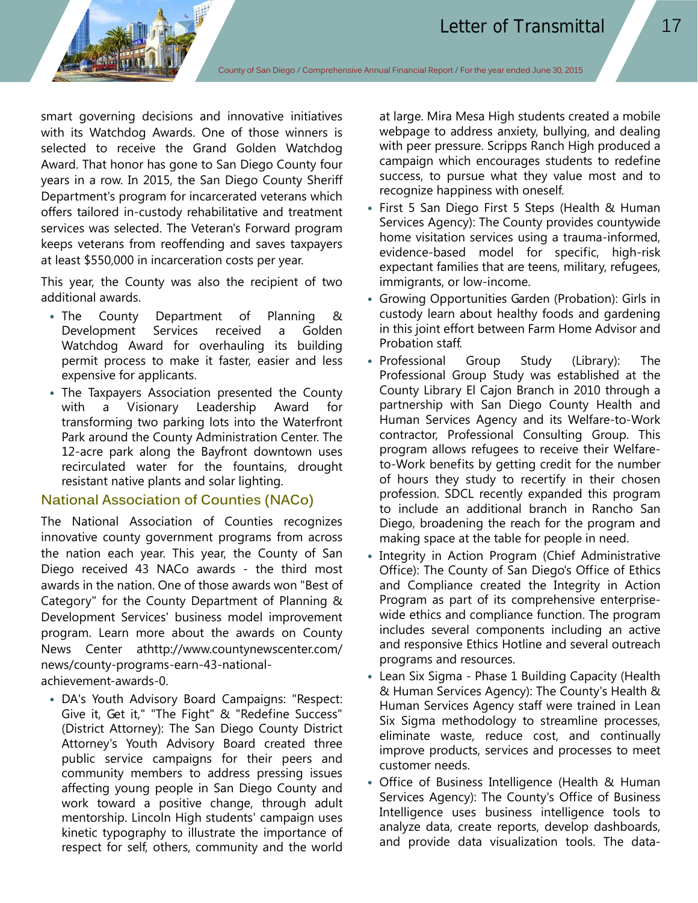smart governing decisions and innovative initiatives with its Watchdog Awards. One of those winners is selected to receive the Grand Golden Watchdog Award. That honor has gone to San Diego County four years in a row. In 2015, the San Diego County Sheriff Department's program for incarcerated veterans which offers tailored in-custody rehabilitative and treatment services was selected. The Veteran's Forward program keeps veterans from reoffending and saves taxpayers at least $550,000 in incarceration costs per year.

This year, the County was also the recipient of two additional awards.

- The County Department of Planning & Development Services received a Golden Watchdog Award for overhauling its building permit process to make it faster, easier and less expensive for applicants.
- The Taxpayers Association presented the County with a Visionary Leadership Award for transforming two parking lots into the Waterfront Park around the County Administration Center. The 12-acre park along the Bayfront downtown uses recirculated water for the fountains, drought resistant native plants and solar lighting.

### National Association of Counties (NACo)

The National Association of Counties recognizes innovative county government programs from across the nation each year. This year, the County of San Diego received 43 NACo awards - the third most awards in the nation. One of those awards won "Best of Category" for the County Department of Planning & Development Services' business model improvement program. Learn more about the awards on County News Center athttp://www.countynewscenter.com/news/county-programs-earn-43-national-achievement-awards-0.

- DA's Youth Advisory Board Campaigns: "Respect: Give it, Get it," "The Fight" & "Redefine Success" (District Attorney): The San Diego County District Attorney's Youth Advisory Board created three public service campaigns for their peers and community members to address pressing issues affecting young people in San Diego County and work toward a positive change, through adult mentorship. Lincoln High students' campaign uses kinetic typography to illustrate the importance of respect for self, others, community and the world at large. Mira Mesa High students created a mobile webpage to address anxiety, bullying, and dealing with peer pressure. Scripps Ranch High produced a campaign which encourages students to redefine success, to pursue what they value most and to recognize happiness with oneself.
- First 5 San Diego First 5 Steps (Health & Human Services Agency): The County provides countywide home visitation services using a trauma-informed, evidence-based model for specific, high-risk expectant families that are teens, military, refugees, immigrants, or low-income.
- Growing Opportunities Garden (Probation): Girls in custody learn about healthy foods and gardening in this joint effort between Farm Home Advisor and Probation staff.
- Professional Group Study (Library): The Professional Group Study was established at the County Library El Cajon Branch in 2010 through a partnership with San Diego County Health and Human Services Agency and its Welfare-to-Work contractor, Professional Consulting Group. This program allows refugees to receive their Welfare-to-Work benefits by getting credit for the number of hours they study to recertify in their chosen profession. SDCL recently expanded this program to include an additional branch in Rancho San Diego, broadening the reach for the program and making space at the table for people in need.
- Integrity in Action Program (Chief Administrative Office): The County of San Diego's Office of Ethics and Compliance created the Integrity in Action Program as part of its comprehensive enterprise-wide ethics and compliance function. The program includes several components including an active and responsive Ethics Hotline and several outreach programs and resources.
- Lean Six Sigma - Phase 1 Building Capacity (Health & Human Services Agency): The County's Health & Human Services Agency staff were trained in Lean Six Sigma methodology to streamline processes, eliminate waste, reduce cost, and continually improve products, services and processes to meet customer needs.
- Office of Business Intelligence (Health & Human Services Agency): The County's Office of Business Intelligence uses business intelligence tools to analyze data, create reports, develop dashboards, and provide data visualization tools. The data-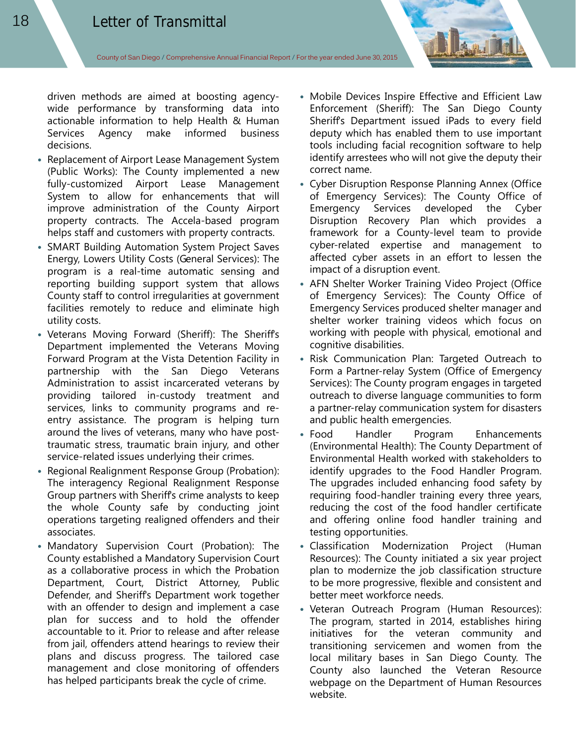driven methods are aimed at boosting agency-wide performance by transforming data into actionable information to help Health & Human Services Agency make informed business decisions.

- Replacement of Airport Lease Management System (Public Works): The County implemented a new fully-customized Airport Lease Management System to allow for enhancements that will improve administration of the County Airport property contracts. The Accela-based program helps staff and customers with property contracts.
- SMART Building Automation System Project Saves Energy, Lowers Utility Costs (General Services): The program is a real-time automatic sensing and reporting building support system that allows County staff to control irregularities at government facilities remotely to reduce and eliminate high utility costs.
- Veterans Moving Forward (Sheriff): The Sheriff's Department implemented the Veterans Moving Forward Program at the Vista Detention Facility in partnership with the San Diego Veterans Administration to assist incarcerated veterans by providing tailored in-custody treatment and services, links to community programs and re-entry assistance. The program is helping turn around the lives of veterans, many who have post-traumatic stress, traumatic brain injury, and other service-related issues underlying their crimes.
- Regional Realignment Response Group (Probation): The interagency Regional Realignment Response Group partners with Sheriff's crime analysts to keep the whole County safe by conducting joint operations targeting realigned offenders and their associates.
- Mandatory Supervision Court (Probation): The County established a Mandatory Supervision Court as a collaborative process in which the Probation Department, Court, District Attorney, Public Defender, and Sheriff's Department work together with an offender to design and implement a case plan for success and to hold the offender accountable to it. Prior to release and after release from jail, offenders attend hearings to review their plans and discuss progress. The tailored case management and close monitoring of offenders has helped participants break the cycle of crime.
- Mobile Devices Inspire Effective and Efficient Law Enforcement (Sheriff): The San Diego County Sheriff's Department issued iPads to every field deputy which has enabled them to use important tools including facial recognition software to help identify arrestees who will not give the deputy their correct name.
- Cyber Disruption Response Planning Annex (Office of Emergency Services): The County Office of Emergency Services developed the Cyber Disruption Recovery Plan which provides a framework for a County-level team to provide cyber-related expertise and management to affected cyber assets in an effort to lessen the impact of a disruption event.
- AFN Shelter Worker Training Video Project (Office of Emergency Services): The County Office of Emergency Services produced shelter manager and shelter worker training videos which focus on working with people with physical, emotional and cognitive disabilities.
- Risk Communication Plan: Targeted Outreach to Form a Partner-relay System (Office of Emergency Services): The County program engages in targeted outreach to diverse language communities to form a partner-relay communication system for disasters and public health emergencies.
- Food Handler Program Enhancements (Environmental Health): The County Department of Environmental Health worked with stakeholders to identify upgrades to the Food Handler Program. The upgrades included enhancing food safety by requiring food-handler training every three years, reducing the cost of the food handler certificate and offering online food handler training and testing opportunities.
- Classification Modernization Project (Human Resources): The County initiated a six year project plan to modernize the job classification structure to be more progressive, flexible and consistent and better meet workforce needs.
- Veteran Outreach Program (Human Resources): The program, started in 2014, establishes hiring initiatives for the veteran community and transitioning servicemen and women from the local military bases in San Diego County. The County also launched the Veteran Resource webpage on the Department of Human Resources website.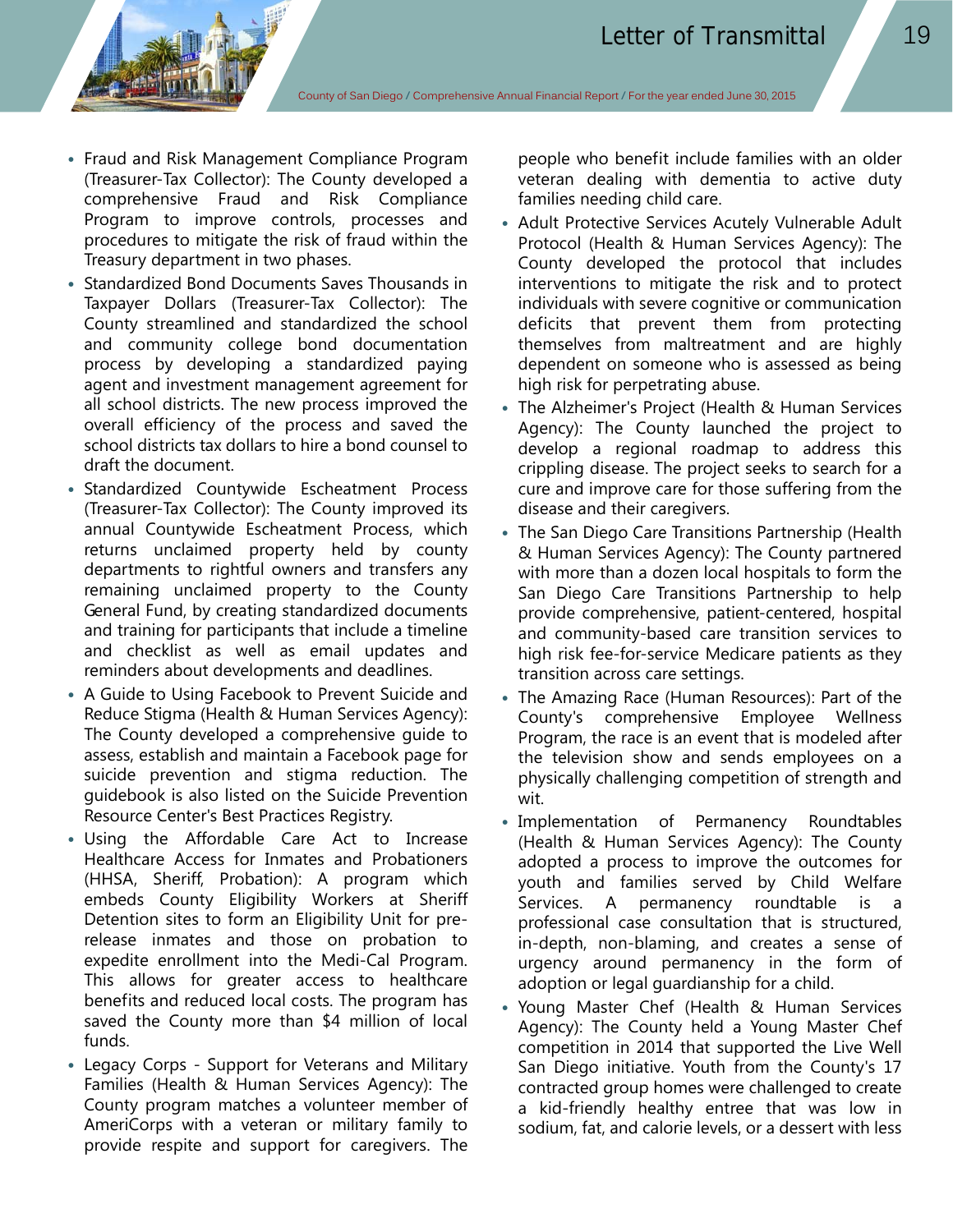- Fraud and Risk Management Compliance Program (Treasurer-Tax Collector): The County developed a comprehensive Fraud and Risk Compliance Program to improve controls, processes and procedures to mitigate the risk of fraud within the Treasury department in two phases.
- Standardized Bond Documents Saves Thousands in Taxpayer Dollars (Treasurer-Tax Collector): The County streamlined and standardized the school and community college bond documentation process by developing a standardized paying agent and investment management agreement for all school districts. The new process improved the overall efficiency of the process and saved the school districts tax dollars to hire a bond counsel to draft the document.
- Standardized Countywide Escheatment Process (Treasurer-Tax Collector): The County improved its annual Countywide Escheatment Process, which returns unclaimed property held by county departments to rightful owners and transfers any remaining unclaimed property to the County General Fund, by creating standardized documents and training for participants that include a timeline and checklist as well as email updates and reminders about developments and deadlines.
- A Guide to Using Facebook to Prevent Suicide and Reduce Stigma (Health & Human Services Agency): The County developed a comprehensive guide to assess, establish and maintain a Facebook page for suicide prevention and stigma reduction. The guidebook is also listed on the Suicide Prevention Resource Center's Best Practices Registry.
- Using the Affordable Care Act to Increase Healthcare Access for Inmates and Probationers (HHSA, Sheriff, Probation): A program which embeds County Eligibility Workers at Sheriff Detention sites to form an Eligibility Unit for pre-release inmates and those on probation to expedite enrollment into the Medi-Cal Program. This allows for greater access to healthcare benefits and reduced local costs. The program has saved the County more than $4 million of local funds.
- Legacy Corps - Support for Veterans and Military Families (Health & Human Services Agency): The County program matches a volunteer member of AmeriCorps with a veteran or military family to provide respite and support for caregivers. The people who benefit include families with an older veteran dealing with dementia to active duty families needing child care.
- Adult Protective Services Acutely Vulnerable Adult Protocol (Health & Human Services Agency): The County developed the protocol that includes interventions to mitigate the risk and to protect individuals with severe cognitive or communication deficits that prevent them from protecting themselves from maltreatment and are highly dependent on someone who is assessed as being high risk for perpetrating abuse.
- The Alzheimer's Project (Health & Human Services Agency): The County launched the project to develop a regional roadmap to address this crippling disease. The project seeks to search for a cure and improve care for those suffering from the disease and their caregivers.
- The San Diego Care Transitions Partnership (Health & Human Services Agency): The County partnered with more than a dozen local hospitals to form the San Diego Care Transitions Partnership to help provide comprehensive, patient-centered, hospital and community-based care transition services to high risk fee-for-service Medicare patients as they transition across care settings.
- The Amazing Race (Human Resources): Part of the County's comprehensive Employee Wellness Program, the race is an event that is modeled after the television show and sends employees on a physically challenging competition of strength and wit.
- Implementation of Permanency Roundtables (Health & Human Services Agency): The County adopted a process to improve the outcomes for youth and families served by Child Welfare Services. A permanency roundtable is a professional case consultation that is structured, in-depth, non-blaming, and creates a sense of urgency around permanency in the form of adoption or legal guardianship for a child.
- Young Master Chef (Health & Human Services Agency): The County held a Young Master Chef competition in 2014 that supported the Live Well San Diego initiative. Youth from the County's 17 contracted group homes were challenged to create a kid-friendly healthy entree that was low in sodium, fat, and calorie levels, or a dessert with less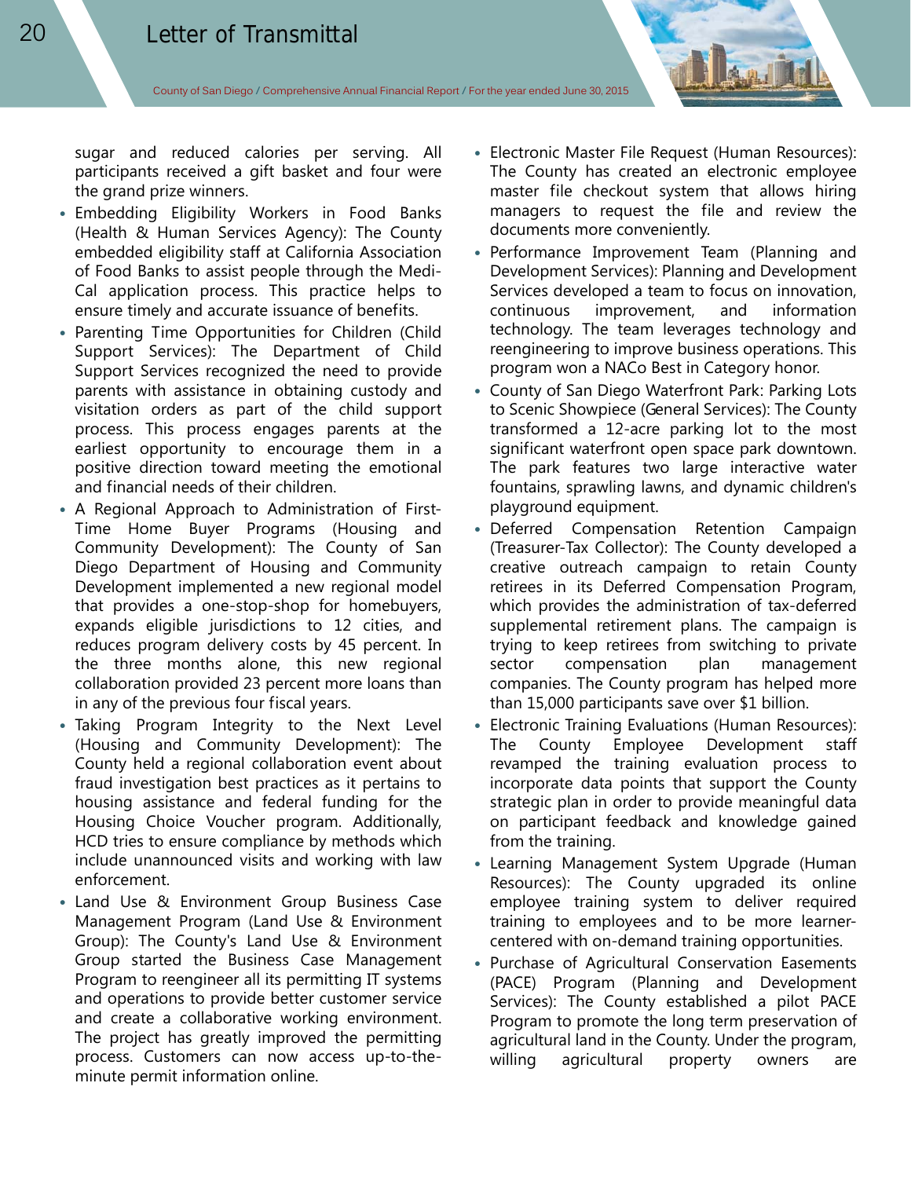sugar and reduced calories per serving. All participants received a gift basket and four were the grand prize winners.

- Embedding Eligibility Workers in Food Banks (Health & Human Services Agency): The County embedded eligibility staff at California Association of Food Banks to assist people through the Medi-Cal application process. This practice helps to ensure timely and accurate issuance of benefits.
- Parenting Time Opportunities for Children (Child Support Services): The Department of Child Support Services recognized the need to provide parents with assistance in obtaining custody and visitation orders as part of the child support process. This process engages parents at the earliest opportunity to encourage them in a positive direction toward meeting the emotional and financial needs of their children.
- A Regional Approach to Administration of First-Time Home Buyer Programs (Housing and Community Development): The County of San Diego Department of Housing and Community Development implemented a new regional model that provides a one-stop-shop for homebuyers, expands eligible jurisdictions to 12 cities, and reduces program delivery costs by 45 percent. In the three months alone, this new regional collaboration provided 23 percent more loans than in any of the previous four fiscal years.
- Taking Program Integrity to the Next Level (Housing and Community Development): The County held a regional collaboration event about fraud investigation best practices as it pertains to housing assistance and federal funding for the Housing Choice Voucher program. Additionally, HCD tries to ensure compliance by methods which include unannounced visits and working with law enforcement.
- Land Use & Environment Group Business Case Management Program (Land Use & Environment Group): The County's Land Use & Environment Group started the Business Case Management Program to reengineer all its permitting IT systems and operations to provide better customer service and create a collaborative working environment. The project has greatly improved the permitting process. Customers can now access up-to-the-minute permit information online.
- Electronic Master File Request (Human Resources): The County has created an electronic employee master file checkout system that allows hiring managers to request the file and review the documents more conveniently.
- Performance Improvement Team (Planning and Development Services): Planning and Development Services developed a team to focus on innovation, continuous improvement, and information technology. The team leverages technology and reengineering to improve business operations. This program won a NACo Best in Category honor.
- County of San Diego Waterfront Park: Parking Lots to Scenic Showpiece (General Services): The County transformed a 12-acre parking lot to the most significant waterfront open space park downtown. The park features two large interactive water fountains, sprawling lawns, and dynamic children's playground equipment.
- Deferred Compensation Retention Campaign (Treasurer-Tax Collector): The County developed a creative outreach campaign to retain County retirees in its Deferred Compensation Program, which provides the administration of tax-deferred supplemental retirement plans. The campaign is trying to keep retirees from switching to private sector compensation plan management companies. The County program has helped more than 15,000 participants save over $1 billion.
- Electronic Training Evaluations (Human Resources): The County Employee Development staff revamped the training evaluation process to incorporate data points that support the County strategic plan in order to provide meaningful data on participant feedback and knowledge gained from the training.
- Learning Management System Upgrade (Human Resources): The County upgraded its online employee training system to deliver required training to employees and to be more learner-centered with on-demand training opportunities.
- Purchase of Agricultural Conservation Easements (PACE) Program (Planning and Development Services): The County established a pilot PACE Program to promote the long term preservation of agricultural land in the County. Under the program, willing agricultural property owners are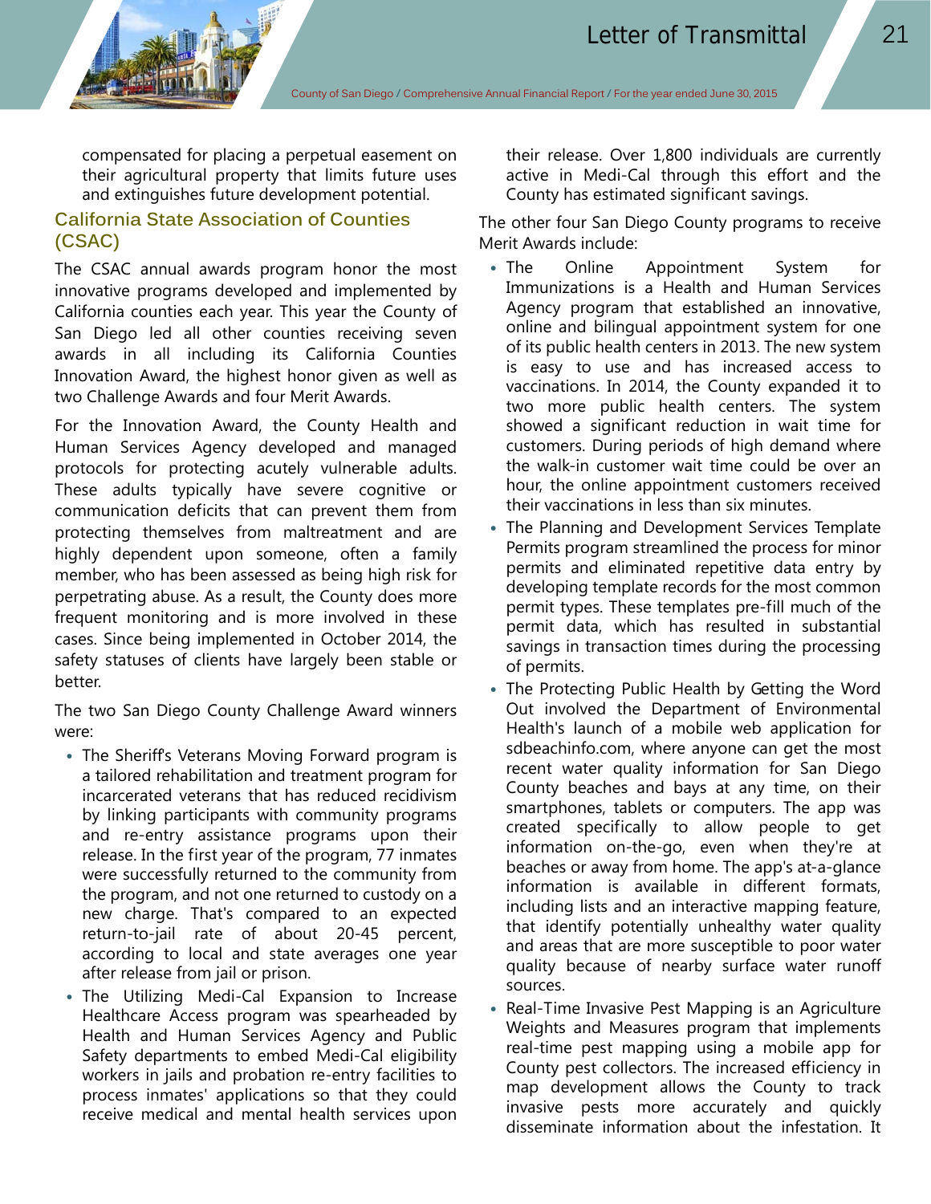compensated for placing a perpetual easement on their agricultural property that limits future uses and extinguishes future development potential.

## California State Association of Counties (CSAC)

The CSAC annual awards program honor the most innovative programs developed and implemented by California counties each year. This year the County of San Diego led all other counties receiving seven awards in all including its California Counties Innovation Award, the highest honor given as well as two Challenge Awards and four Merit Awards.

For the Innovation Award, the County Health and Human Services Agency developed and managed protocols for protecting acutely vulnerable adults. These adults typically have severe cognitive or communication deficits that can prevent them from protecting themselves from maltreatment and are highly dependent upon someone, often a family member, who has been assessed as being high risk for perpetrating abuse. As a result, the County does more frequent monitoring and is more involved in these cases. Since being implemented in October 2014, the safety statuses of clients have largely been stable or better.

The two San Diego County Challenge Award winners were:

- The Sheriff's Veterans Moving Forward program is a tailored rehabilitation and treatment program for incarcerated veterans that has reduced recidivism by linking participants with community programs and re-entry assistance programs upon their release. In the first year of the program, 77 inmates were successfully returned to the community from the program, and not one returned to custody on a new charge. That's compared to an expected return-to-jail rate of about 20-45 percent, according to local and state averages one year after release from jail or prison.
- The Utilizing Medi-Cal Expansion to Increase Healthcare Access program was spearheaded by Health and Human Services Agency and Public Safety departments to embed Medi-Cal eligibility workers in jails and probation re-entry facilities to process inmates' applications so that they could receive medical and mental health services upon their release. Over 1,800 individuals are currently active in Medi-Cal through this effort and the County has estimated significant savings.

The other four San Diego County programs to receive Merit Awards include:

- The Online Appointment System for Immunizations is a Health and Human Services Agency program that established an innovative, online and bilingual appointment system for one of its public health centers in 2013. The new system is easy to use and has increased access to vaccinations. In 2014, the County expanded it to two more public health centers. The system showed a significant reduction in wait time for customers. During periods of high demand where the walk-in customer wait time could be over an hour, the online appointment customers received their vaccinations in less than six minutes.
- The Planning and Development Services Template Permits program streamlined the process for minor permits and eliminated repetitive data entry by developing template records for the most common permit types. These templates pre-fill much of the permit data, which has resulted in substantial savings in transaction times during the processing of permits.
- The Protecting Public Health by Getting the Word Out involved the Department of Environmental Health's launch of a mobile web application for sdbeachinfo.com, where anyone can get the most recent water quality information for San Diego County beaches and bays at any time, on their smartphones, tablets or computers. The app was created specifically to allow people to get information on-the-go, even when they're at beaches or away from home. The app's at-a-glance information is available in different formats, including lists and an interactive mapping feature, that identify potentially unhealthy water quality and areas that are more susceptible to poor water quality because of nearby surface water runoff sources.
- Real-Time Invasive Pest Mapping is an Agriculture Weights and Measures program that implements real-time pest mapping using a mobile app for County pest collectors. The increased efficiency in map development allows the County to track invasive pests more accurately and quickly disseminate information about the infestation. It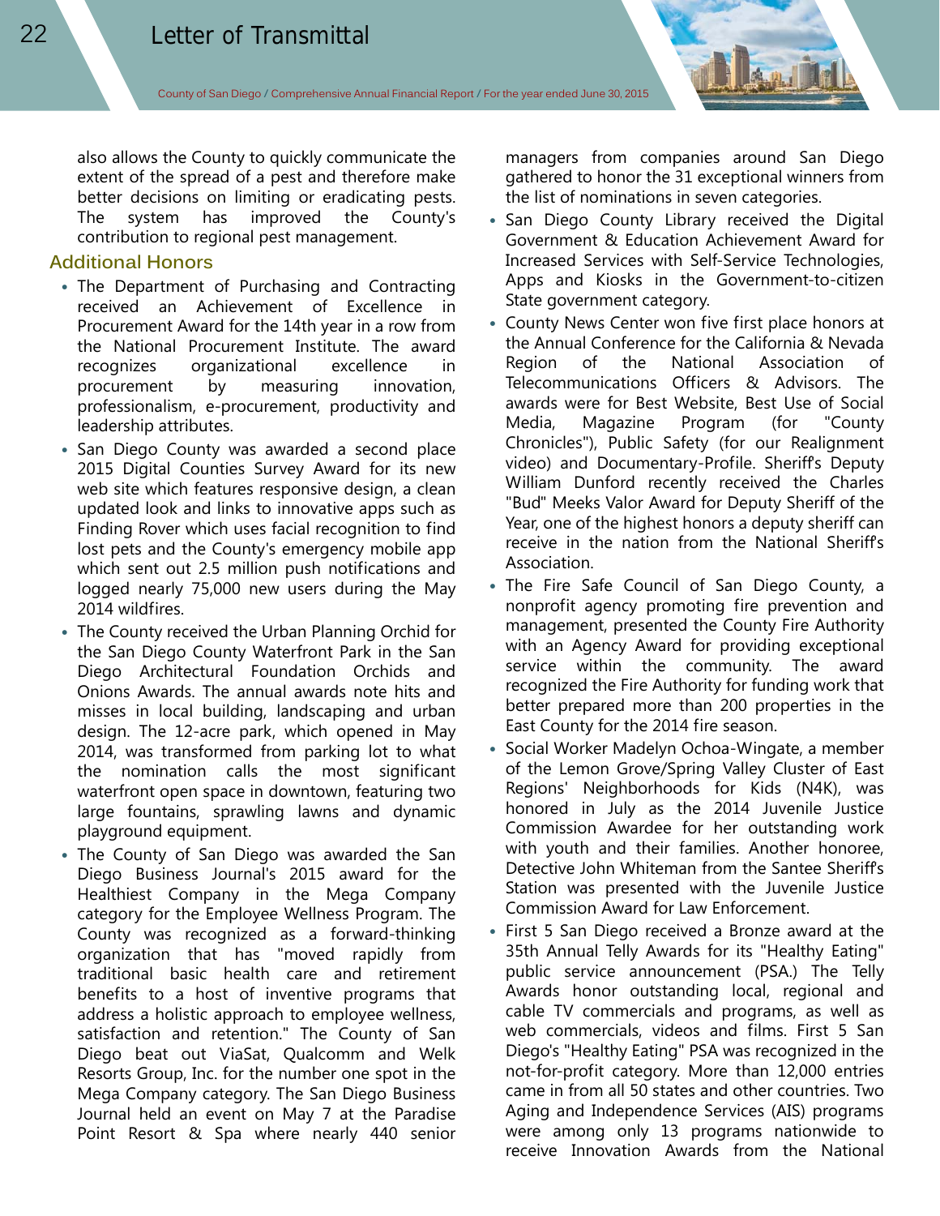also allows the County to quickly communicate the extent of the spread of a pest and therefore make better decisions on limiting or eradicating pests. The system has improved the County's contribution to regional pest management.

## Additional Honors

- The Department of Purchasing and Contracting received an Achievement of Excellence in Procurement Award for the 14th year in a row from the National Procurement Institute. The award recognizes organizational excellence in procurement by measuring innovation, professionalism, e-procurement, productivity and leadership attributes.
- San Diego County was awarded a second place 2015 Digital Counties Survey Award for its new web site which features responsive design, a clean updated look and links to innovative apps such as Finding Rover which uses facial recognition to find lost pets and the County's emergency mobile app which sent out 2.5 million push notifications and logged nearly 75,000 new users during the May 2014 wildfires.
- The County received the Urban Planning Orchid for the San Diego County Waterfront Park in the San Diego Architectural Foundation Orchids and Onions Awards. The annual awards note hits and misses in local building, landscaping and urban design. The 12-acre park, which opened in May 2014, was transformed from parking lot to what the nomination calls the most significant waterfront open space in downtown, featuring two large fountains, sprawling lawns and dynamic playground equipment.
- The County of San Diego was awarded the San Diego Business Journal's 2015 award for the Healthiest Company in the Mega Company category for the Employee Wellness Program. The County was recognized as a forward-thinking organization that has "moved rapidly from traditional basic health care and retirement benefits to a host of inventive programs that address a holistic approach to employee wellness, satisfaction and retention." The County of San Diego beat out ViaSat, Qualcomm and Welk Resorts Group, Inc. for the number one spot in the Mega Company category. The San Diego Business Journal held an event on May 7 at the Paradise Point Resort & Spa where nearly 440 senior managers from companies around San Diego gathered to honor the 31 exceptional winners from the list of nominations in seven categories.
- San Diego County Library received the Digital Government & Education Achievement Award for Increased Services with Self-Service Technologies, Apps and Kiosks in the Government-to-citizen State government category.
- County News Center won five first place honors at the Annual Conference for the California & Nevada Region of the National Association of Telecommunications Officers & Advisors. The awards were for Best Website, Best Use of Social Media, Magazine Program (for "County Chronicles"), Public Safety (for our Realignment video) and Documentary-Profile. Sheriff's Deputy William Dunford recently received the Charles "Bud" Meeks Valor Award for Deputy Sheriff of the Year, one of the highest honors a deputy sheriff can receive in the nation from the National Sheriff's Association.
- The Fire Safe Council of San Diego County, a nonprofit agency promoting fire prevention and management, presented the County Fire Authority with an Agency Award for providing exceptional service within the community. The award recognized the Fire Authority for funding work that better prepared more than 200 properties in the East County for the 2014 fire season.
- Social Worker Madelyn Ochoa-Wingate, a member of the Lemon Grove/Spring Valley Cluster of East Regions' Neighborhoods for Kids (N4K), was honored in July as the 2014 Juvenile Justice Commission Awardee for her outstanding work with youth and their families. Another honoree, Detective John Whiteman from the Santee Sheriff's Station was presented with the Juvenile Justice Commission Award for Law Enforcement.
- First 5 San Diego received a Bronze award at the 35th Annual Telly Awards for its "Healthy Eating" public service announcement (PSA.) The Telly Awards honor outstanding local, regional and cable TV commercials and programs, as well as web commercials, videos and films. First 5 San Diego's "Healthy Eating" PSA was recognized in the not-for-profit category. More than 12,000 entries came in from all 50 states and other countries. Two Aging and Independence Services (AIS) programs were among only 13 programs nationwide to receive Innovation Awards from the National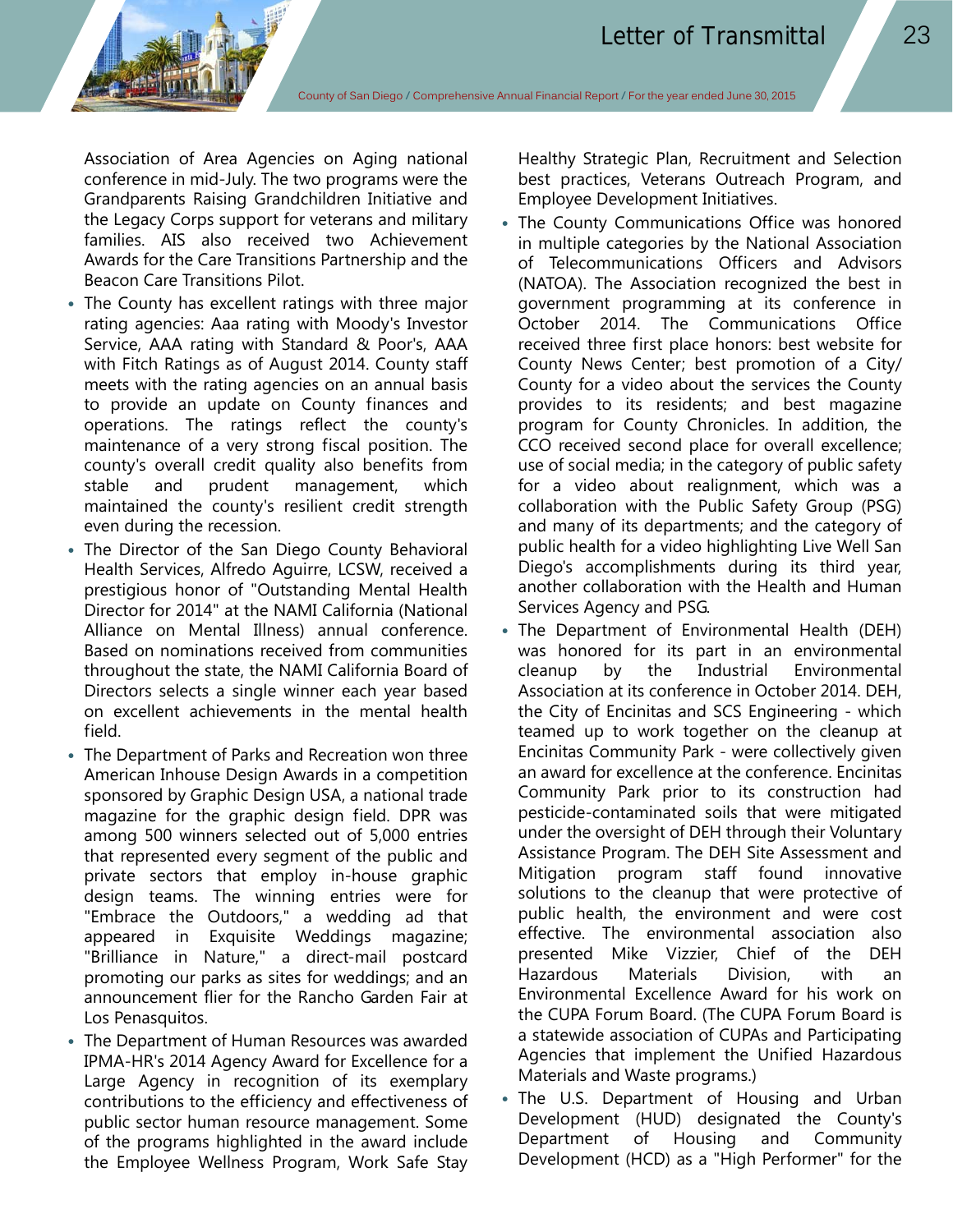Association of Area Agencies on Aging national conference in mid-July. The two programs were the Grandparents Raising Grandchildren Initiative and the Legacy Corps support for veterans and military families. AIS also received two Achievement Awards for the Care Transitions Partnership and the Beacon Care Transitions Pilot.

- The County has excellent ratings with three major rating agencies: Aaa rating with Moody's Investor Service, AAA rating with Standard & Poor's, AAA with Fitch Ratings as of August 2014. County staff meets with the rating agencies on an annual basis to provide an update on County finances and operations. The ratings reflect the county's maintenance of a very strong fiscal position. The county's overall credit quality also benefits from stable and prudent management, which maintained the county's resilient credit strength even during the recession.
- The Director of the San Diego County Behavioral Health Services, Alfredo Aguirre, LCSW, received a prestigious honor of "Outstanding Mental Health Director for 2014" at the NAMI California (National Alliance on Mental Illness) annual conference. Based on nominations received from communities throughout the state, the NAMI California Board of Directors selects a single winner each year based on excellent achievements in the mental health field.
- The Department of Parks and Recreation won three American Inhouse Design Awards in a competition sponsored by Graphic Design USA, a national trade magazine for the graphic design field. DPR was among 500 winners selected out of 5,000 entries that represented every segment of the public and private sectors that employ in-house graphic design teams. The winning entries were for "Embrace the Outdoors," a wedding ad that appeared in Exquisite Weddings magazine; "Brilliance in Nature," a direct-mail postcard promoting our parks as sites for weddings; and an announcement flier for the Rancho Garden Fair at Los Penasquitos.
- The Department of Human Resources was awarded IPMA-HR's 2014 Agency Award for Excellence for a Large Agency in recognition of its exemplary contributions to the efficiency and effectiveness of public sector human resource management. Some of the programs highlighted in the award include the Employee Wellness Program, Work Safe Stay Healthy Strategic Plan, Recruitment and Selection best practices, Veterans Outreach Program, and Employee Development Initiatives.
- The County Communications Office was honored in multiple categories by the National Association of Telecommunications Officers and Advisors (NATOA). The Association recognized the best in government programming at its conference in October 2014. The Communications Office received three first place honors: best website for County News Center; best promotion of a City/County for a video about the services the County provides to its residents; and best magazine program for County Chronicles. In addition, the CCO received second place for overall excellence; use of social media; in the category of public safety for a video about realignment, which was a collaboration with the Public Safety Group (PSG) and many of its departments; and the category of public health for a video highlighting Live Well San Diego's accomplishments during its third year, another collaboration with the Health and Human Services Agency and PSG.
- The Department of Environmental Health (DEH) was honored for its part in an environmental cleanup by the Industrial Environmental Association at its conference in October 2014. DEH, the City of Encinitas and SCS Engineering - which teamed up to work together on the cleanup at Encinitas Community Park - were collectively given an award for excellence at the conference. Encinitas Community Park prior to its construction had pesticide-contaminated soils that were mitigated under the oversight of DEH through their Voluntary Assistance Program. The DEH Site Assessment and Mitigation program staff found innovative solutions to the cleanup that were protective of public health, the environment and were cost effective. The environmental association also presented Mike Vizzier, Chief of the DEH Hazardous Materials Division, with an Environmental Excellence Award for his work on the CUPA Forum Board. (The CUPA Forum Board is a statewide association of CUPAs and Participating Agencies that implement the Unified Hazardous Materials and Waste programs.)
- The U.S. Department of Housing and Urban Development (HUD) designated the County's Department of Housing and Community Development (HCD) as a "High Performer" for the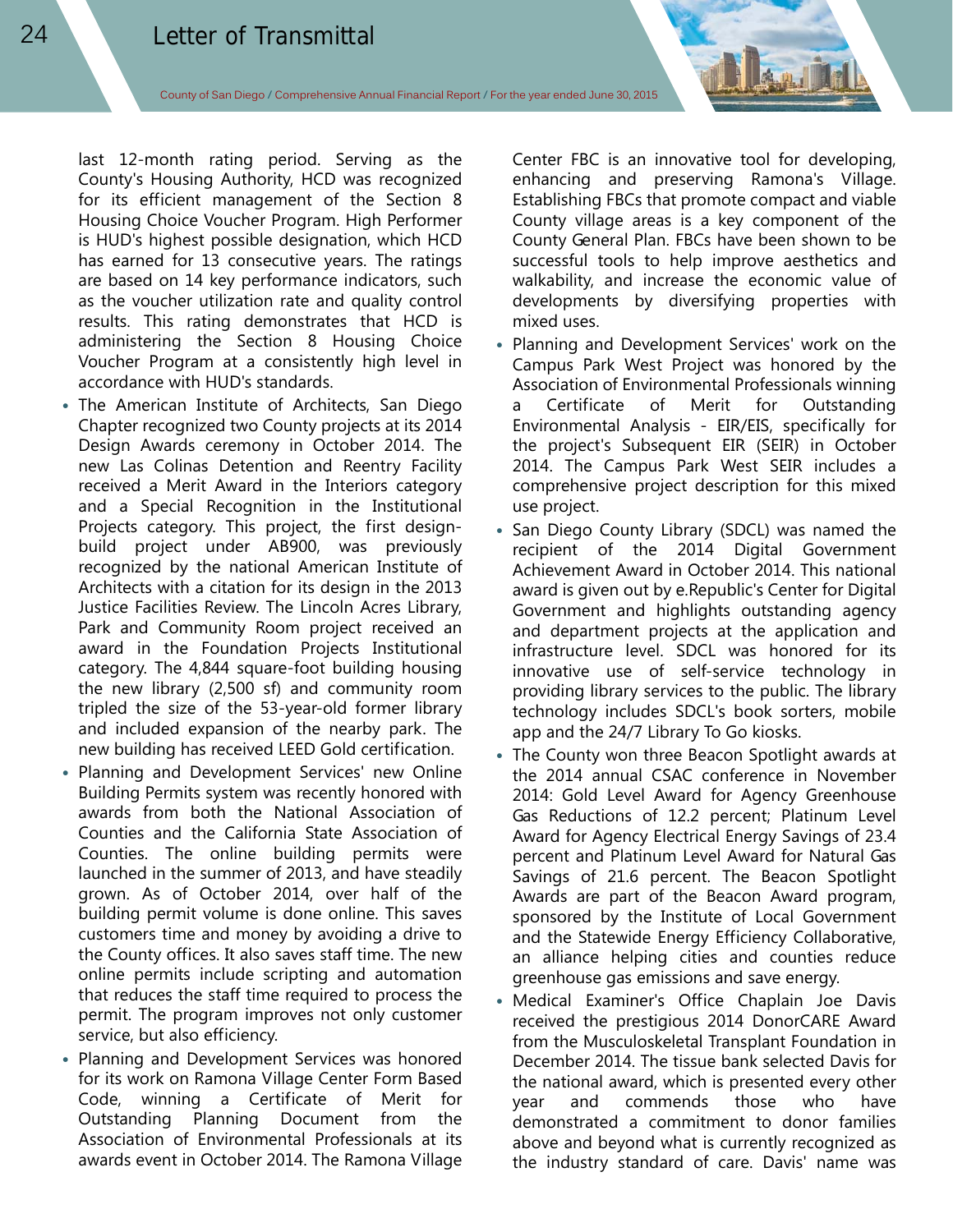last 12-month rating period. Serving as the County's Housing Authority, HCD was recognized for its efficient management of the Section 8 Housing Choice Voucher Program. High Performer is HUD's highest possible designation, which HCD has earned for 13 consecutive years. The ratings are based on 14 key performance indicators, such as the voucher utilization rate and quality control results. This rating demonstrates that HCD is administering the Section 8 Housing Choice Voucher Program at a consistently high level in accordance with HUD's standards.

- The American Institute of Architects, San Diego Chapter recognized two County projects at its 2014 Design Awards ceremony in October 2014. The new Las Colinas Detention and Reentry Facility received a Merit Award in the Interiors category and a Special Recognition in the Institutional Projects category. This project, the first design-build project under AB900, was previously recognized by the national American Institute of Architects with a citation for its design in the 2013 Justice Facilities Review. The Lincoln Acres Library, Park and Community Room project received an award in the Foundation Projects Institutional category. The 4,844 square-foot building housing the new library (2,500 sf) and community room tripled the size of the 53-year-old former library and included expansion of the nearby park. The new building has received LEED Gold certification.
- Planning and Development Services' new Online Building Permits system was recently honored with awards from both the National Association of Counties and the California State Association of Counties. The online building permits were launched in the summer of 2013, and have steadily grown. As of October 2014, over half of the building permit volume is done online. This saves customers time and money by avoiding a drive to the County offices. It also saves staff time. The new online permits include scripting and automation that reduces the staff time required to process the permit. The program improves not only customer service, but also efficiency.
- Planning and Development Services was honored for its work on Ramona Village Center Form Based Code, winning a Certificate of Merit for Outstanding Planning Document from the Association of Environmental Professionals at its awards event in October 2014. The Ramona Village Center FBC is an innovative tool for developing, enhancing and preserving Ramona's Village. Establishing FBCs that promote compact and viable County village areas is a key component of the County General Plan. FBCs have been shown to be successful tools to help improve aesthetics and walkability, and increase the economic value of developments by diversifying properties with mixed uses.
- Planning and Development Services' work on the Campus Park West Project was honored by the Association of Environmental Professionals winning a Certificate of Merit for Outstanding Environmental Analysis - EIR/EIS, specifically for the project's Subsequent EIR (SEIR) in October 2014. The Campus Park West SEIR includes a comprehensive project description for this mixed use project.
- San Diego County Library (SDCL) was named the recipient of the 2014 Digital Government Achievement Award in October 2014. This national award is given out by e.Republic's Center for Digital Government and highlights outstanding agency and department projects at the application and infrastructure level. SDCL was honored for its innovative use of self-service technology in providing library services to the public. The library technology includes SDCL's book sorters, mobile app and the 24/7 Library To Go kiosks.
- The County won three Beacon Spotlight awards at the 2014 annual CSAC conference in November 2014: Gold Level Award for Agency Greenhouse Gas Reductions of 12.2 percent; Platinum Level Award for Agency Electrical Energy Savings of 23.4 percent and Platinum Level Award for Natural Gas Savings of 21.6 percent. The Beacon Spotlight Awards are part of the Beacon Award program, sponsored by the Institute of Local Government and the Statewide Energy Efficiency Collaborative, an alliance helping cities and counties reduce greenhouse gas emissions and save energy.
- Medical Examiner's Office Chaplain Joe Davis received the prestigious 2014 DonorCARE Award from the Musculoskeletal Transplant Foundation in December 2014. The tissue bank selected Davis for the national award, which is presented every other year and commends those who have demonstrated a commitment to donor families above and beyond what is currently recognized as the industry standard of care. Davis' name was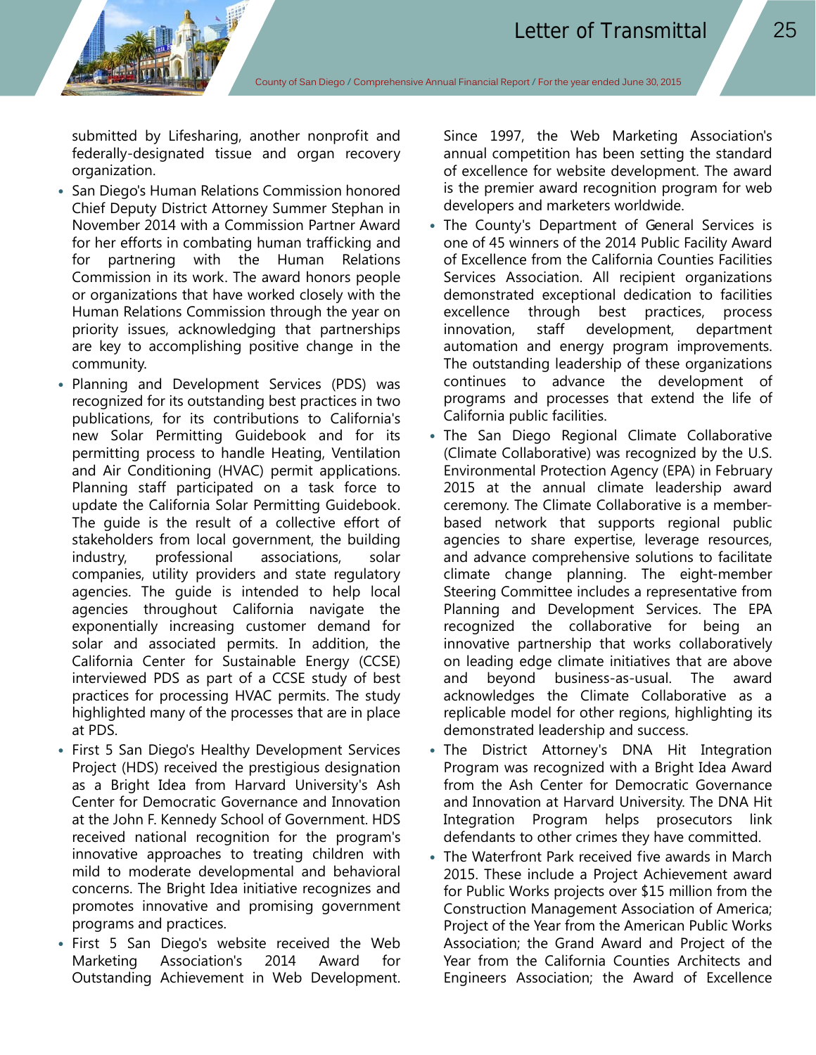submitted by Lifesharing, another nonprofit and federally-designated tissue and organ recovery organization.

- San Diego's Human Relations Commission honored Chief Deputy District Attorney Summer Stephan in November 2014 with a Commission Partner Award for her efforts in combating human trafficking and for partnering with the Human Relations Commission in its work. The award honors people or organizations that have worked closely with the Human Relations Commission through the year on priority issues, acknowledging that partnerships are key to accomplishing positive change in the community.
- Planning and Development Services (PDS) was recognized for its outstanding best practices in two publications, for its contributions to California's new Solar Permitting Guidebook and for its permitting process to handle Heating, Ventilation and Air Conditioning (HVAC) permit applications. Planning staff participated on a task force to update the California Solar Permitting Guidebook. The guide is the result of a collective effort of stakeholders from local government, the building industry, professional associations, solar companies, utility providers and state regulatory agencies. The guide is intended to help local agencies throughout California navigate the exponentially increasing customer demand for solar and associated permits. In addition, the California Center for Sustainable Energy (CCSE) interviewed PDS as part of a CCSE study of best practices for processing HVAC permits. The study highlighted many of the processes that are in place at PDS.
- First 5 San Diego's Healthy Development Services Project (HDS) received the prestigious designation as a Bright Idea from Harvard University's Ash Center for Democratic Governance and Innovation at the John F. Kennedy School of Government. HDS received national recognition for the program's innovative approaches to treating children with mild to moderate developmental and behavioral concerns. The Bright Idea initiative recognizes and promotes innovative and promising government programs and practices.
- First 5 San Diego's website received the Web Marketing Association's 2014 Award for Outstanding Achievement in Web Development. Since 1997, the Web Marketing Association's annual competition has been setting the standard of excellence for website development. The award is the premier award recognition program for web developers and marketers worldwide.
- The County's Department of General Services is one of 45 winners of the 2014 Public Facility Award of Excellence from the California Counties Facilities Services Association. All recipient organizations demonstrated exceptional dedication to facilities excellence through best practices, process innovation, staff development, department automation and energy program improvements. The outstanding leadership of these organizations continues to advance the development of programs and processes that extend the life of California public facilities.
- The San Diego Regional Climate Collaborative (Climate Collaborative) was recognized by the U.S. Environmental Protection Agency (EPA) in February 2015 at the annual climate leadership award ceremony. The Climate Collaborative is a member-based network that supports regional public agencies to share expertise, leverage resources, and advance comprehensive solutions to facilitate climate change planning. The eight-member Steering Committee includes a representative from Planning and Development Services. The EPA recognized the collaborative for being an innovative partnership that works collaboratively on leading edge climate initiatives that are above and beyond business-as-usual. The award acknowledges the Climate Collaborative as a replicable model for other regions, highlighting its demonstrated leadership and success.
- The District Attorney's DNA Hit Integration Program was recognized with a Bright Idea Award from the Ash Center for Democratic Governance and Innovation at Harvard University. The DNA Hit Integration Program helps prosecutors link defendants to other crimes they have committed.
- The Waterfront Park received five awards in March 2015. These include a Project Achievement award for Public Works projects over $15 million from the Construction Management Association of America; Project of the Year from the American Public Works Association; the Grand Award and Project of the Year from the California Counties Architects and Engineers Association; the Award of Excellence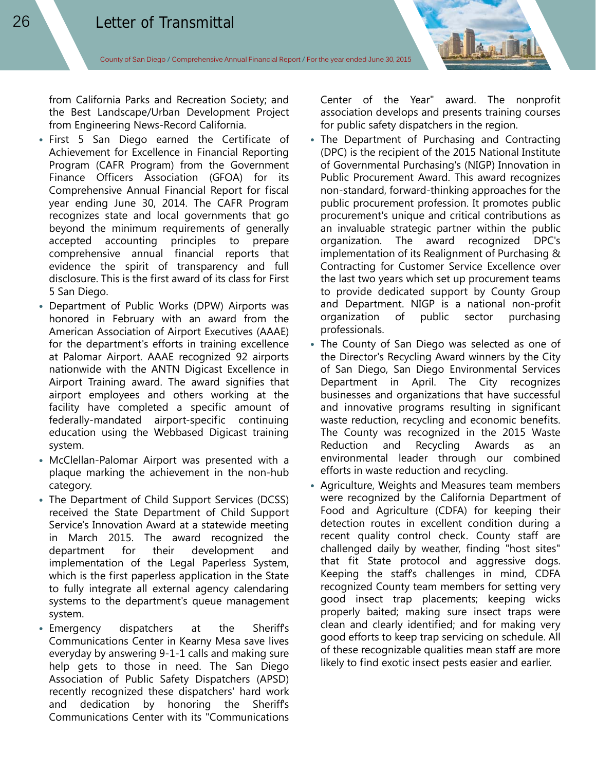from California Parks and Recreation Society; and the Best Landscape/Urban Development Project from Engineering News-Record California.

- First 5 San Diego earned the Certificate of Achievement for Excellence in Financial Reporting Program (CAFR Program) from the Government Finance Officers Association (GFOA) for its Comprehensive Annual Financial Report for fiscal year ending June 30, 2014. The CAFR Program recognizes state and local governments that go beyond the minimum requirements of generally accepted accounting principles to prepare comprehensive annual financial reports that evidence the spirit of transparency and full disclosure. This is the first award of its class for First 5 San Diego.
- Department of Public Works (DPW) Airports was honored in February with an award from the American Association of Airport Executives (AAAE) for the department's efforts in training excellence at Palomar Airport. AAAE recognized 92 airports nationwide with the ANTN Digicast Excellence in Airport Training award. The award signifies that airport employees and others working at the facility have completed a specific amount of federally-mandated airport-specific continuing education using the Webbased Digicast training system.
- McClellan-Palomar Airport was presented with a plaque marking the achievement in the non-hub category.
- The Department of Child Support Services (DCSS) received the State Department of Child Support Service's Innovation Award at a statewide meeting in March 2015. The award recognized the department for their development and implementation of the Legal Paperless System, which is the first paperless application in the State to fully integrate all external agency calendaring systems to the department's queue management system.
- Emergency dispatchers at the Sheriff's Communications Center in Kearny Mesa save lives everyday by answering 9-1-1 calls and making sure help gets to those in need. The San Diego Association of Public Safety Dispatchers (APSD) recently recognized these dispatchers' hard work and dedication by honoring the Sheriff's Communications Center with its "Communications Center of the Year" award. The nonprofit association develops and presents training courses for public safety dispatchers in the region.
- The Department of Purchasing and Contracting (DPC) is the recipient of the 2015 National Institute of Governmental Purchasing's (NIGP) Innovation in Public Procurement Award. This award recognizes non-standard, forward-thinking approaches for the public procurement profession. It promotes public procurement's unique and critical contributions as an invaluable strategic partner within the public organization. The award recognized DPC's implementation of its Realignment of Purchasing & Contracting for Customer Service Excellence over the last two years which set up procurement teams to provide dedicated support by County Group and Department. NIGP is a national non-profit organization of public sector purchasing professionals.
- The County of San Diego was selected as one of the Director's Recycling Award winners by the City of San Diego, San Diego Environmental Services Department in April. The City recognizes businesses and organizations that have successful and innovative programs resulting in significant waste reduction, recycling and economic benefits. The County was recognized in the 2015 Waste Reduction and Recycling Awards as an environmental leader through our combined efforts in waste reduction and recycling.
- Agriculture, Weights and Measures team members were recognized by the California Department of Food and Agriculture (CDFA) for keeping their detection routes in excellent condition during a recent quality control check. County staff are challenged daily by weather, finding "host sites" that fit State protocol and aggressive dogs. Keeping the staff's challenges in mind, CDFA recognized County team members for setting very good insect trap placements; keeping wicks properly baited; making sure insect traps were clean and clearly identified; and for making very good efforts to keep trap servicing on schedule. All of these recognizable qualities mean staff are more likely to find exotic insect pests easier and earlier.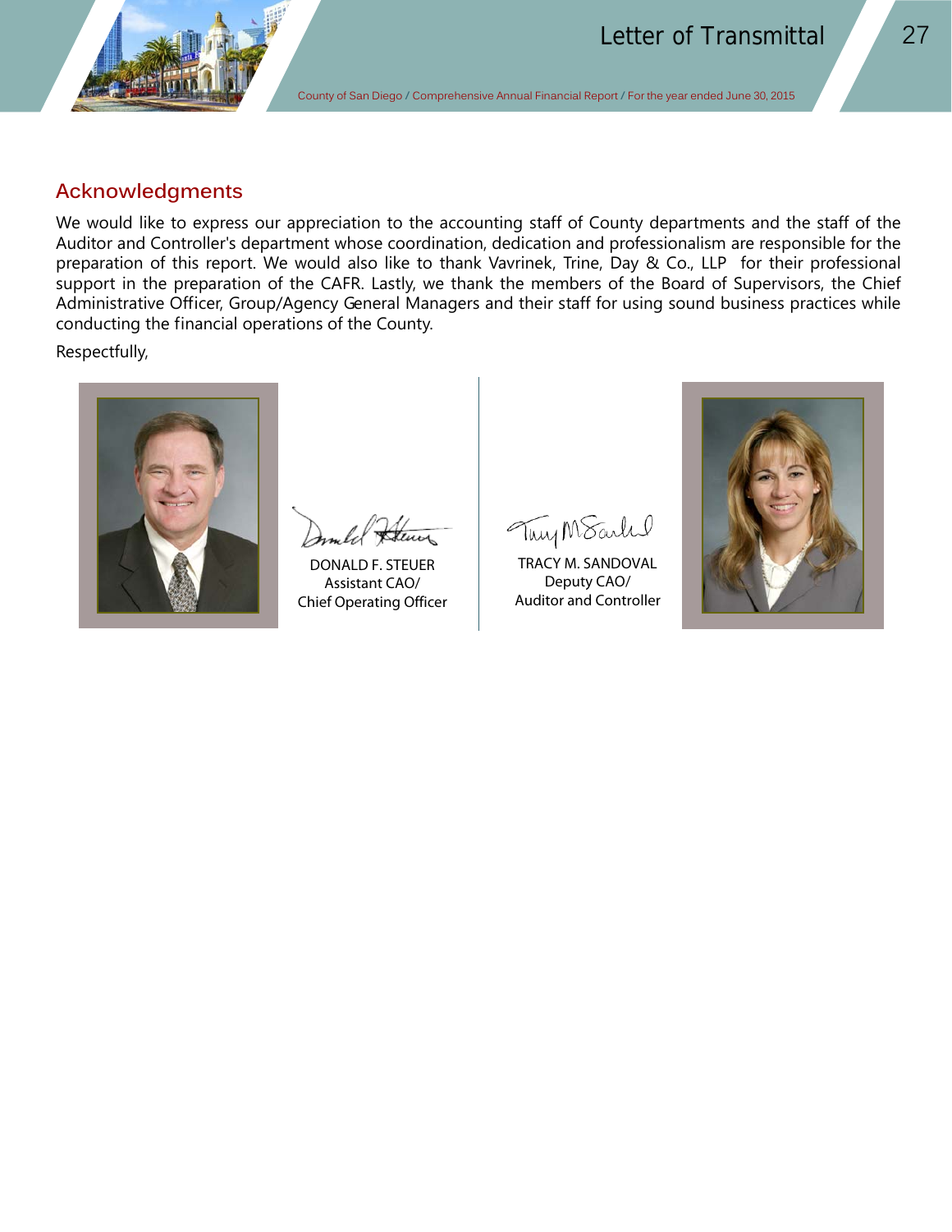## Acknowledgments

We would like to express our appreciation to the accounting staff of County departments and the staff of the Auditor and Controller's department whose coordination, dedication and professionalism are responsible for the preparation of this report. We would also like to thank Vavrinek, Trine, Day & Co., LLP for their professional support in the preparation of the CAFR. Lastly, we thank the members of the Board of Supervisors, the Chief Administrative Officer, Group/Agency General Managers and their staff for using sound business practices while conducting the financial operations of the County.

Respectfully,

DONALD F. STEUER
Assistant CAO/
Chief Operating Officer

TRACY M. SANDOVAL
Deputy CAO/
Auditor and Controller